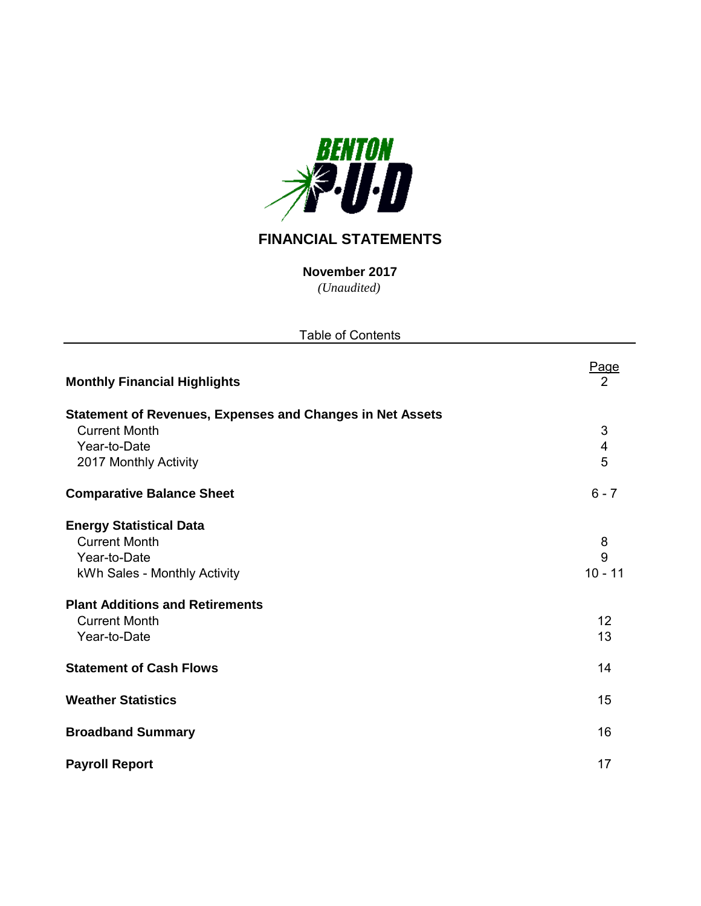BENTON P·U·D

# FINANCIAL STATEMENTS

**November 2017**

*(Unaudited)*

Table of Contents

| | Page |
|---|---|
| **Monthly Financial Highlights** | 2 |
| **Statement of Revenues, Expenses and Changes in Net Assets** | |
| Current Month | 3 |
| Year-to-Date | 4 |
| 2017 Monthly Activity | 5 |
| **Comparative Balance Sheet** | 6 - 7 |
| **Energy Statistical Data** | |
| Current Month | 8 |
| Year-to-Date | 9 |
| kWh Sales - Monthly Activity | 10 - 11 |
| **Plant Additions and Retirements** | |
| Current Month | 12 |
| Year-to-Date | 13 |
| **Statement of Cash Flows** | 14 |
| **Weather Statistics** | 15 |
| **Broadband Summary** | 16 |
| **Payroll Report** | 17 |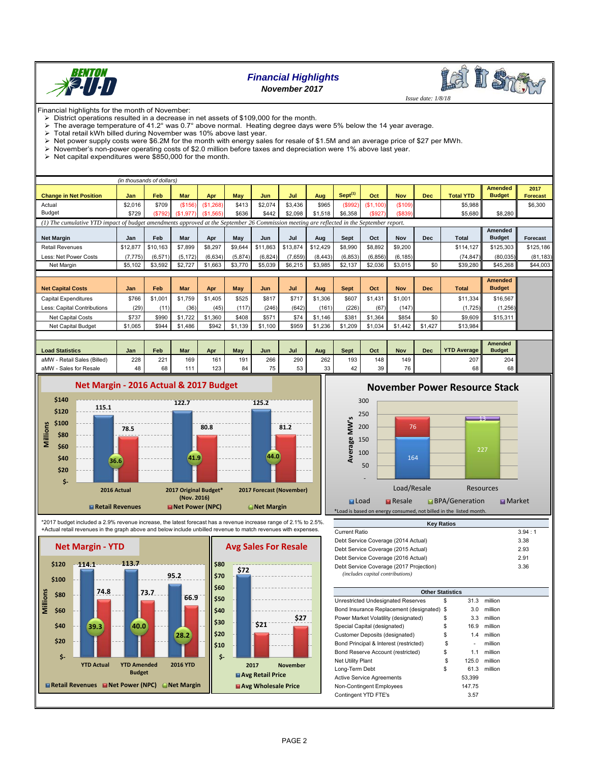# Financial Highlights

### November 2017

*Issue date: 1/8/18*

Financial highlights for the month of November:

- District operations resulted in a decrease in net assets of $109,000 for the month.
- The average temperature of 41.2° was 0.7° above normal. Heating degree days were 5% below the 14 year average.
- Total retail kWh billed during November was 10% above last year.
- Net power supply costs were $6.2M for the month with energy sales for resale of $1.5M and an average price of $27 per MWh.
- November's non-power operating costs of $2.0 million before taxes and depreciation were 1% above last year.
- Net capital expenditures were $850,000 for the month.

*(in thousands of dollars)*

| Change in Net Position | Jan | Feb | Mar | Apr | May | Jun | Jul | Aug | Sept[1] | Oct | Nov | Dec | Total YTD | Amended Budget | 2017 Forecast |
|---|---|---|---|---|---|---|---|---|---|---|---|---|---|---|---|
| Actual | $2,016 | $709 | ($156) | ($1,268) | $413 | $2,074 | $3,436 | $965 | ($992) | ($1,100) | ($109) | | $5,988 | | $6,300 |
| Budget | $729 | ($792) | ($1,977) | ($1,565) | $636 | $442 | $2,098 | $1,518 | $6,358 | ($927) | ($839) | | $5,680 | $8,280 | |

*(1) The cumulative YTD impact of budget amendments approved at the September 26 Commission meeting are reflected in the September report.*

| Net Margin | Jan | Feb | Mar | Apr | May | Jun | Jul | Aug | Sept | Oct | Nov | Dec | Total | Amended Budget | Forecast |
|---|---|---|---|---|---|---|---|---|---|---|---|---|---|---|---|
| Retail Revenues | $12,877 | $10,163 | $7,899 | $8,297 | $9,644 | $11,863 | $13,874 | $12,429 | $8,990 | $8,892 | $9,200 | | $114,127 | $125,303 | $125,186 |
| Less: Net Power Costs | (7,775) | (6,571) | (5,172) | (6,634) | (5,874) | (6,824) | (7,659) | (8,443) | (6,853) | (6,856) | (6,185) | | (74,847) | (80,035) | (81,183) |
| Net Margin | $5,102 | $3,592 | $2,727 | $1,663 | $3,770 | $5,039 | $6,215 | $3,985 | $2,137 | $2,036 | $3,015 | $0 | $39,280 | $45,268 | $44,003 |

| Net Capital Costs | Jan | Feb | Mar | Apr | May | Jun | Jul | Aug | Sept | Oct | Nov | Dec | Total | Amended Budget |
|---|---|---|---|---|---|---|---|---|---|---|---|---|---|---|
| Capital Expenditures | $766 | $1,001 | $1,759 | $1,405 | $525 | $817 | $717 | $1,306 | $607 | $1,431 | $1,001 | | $11,334 | $16,567 |
| Less: Capital Contributions | (29) | (11) | (36) | (45) | (117) | (246) | (642) | (161) | (226) | (67) | (147) | | (1,725) | (1,256) |
| Net Capital Costs | $737 | $990 | $1,722 | $1,360 | $408 | $571 | $74 | $1,146 | $381 | $1,364 | $854 | $0 | $9,609 | $15,311 |
| Net Capital Budget | $1,065 | $944 | $1,486 | $942 | $1,139 | $1,100 | $959 | $1,236 | $1,209 | $1,034 | $1,442 | $1,427 | $13,984 | |

| Load Statistics | Jan | Feb | Mar | Apr | May | Jun | Jul | Aug | Sept | Oct | Nov | Dec | YTD Average | Amended Budget |
|---|---|---|---|---|---|---|---|---|---|---|---|---|---|---|
| aMW - Retail Sales (Billed) | 228 | 221 | 169 | 161 | 191 | 266 | 290 | 262 | 193 | 148 | 149 | | 207 | 204 |
| aMW - Sales for Resale | 48 | 68 | 111 | 123 | 84 | 75 | 53 | 33 | 42 | 39 | 76 | | 68 | 68 |

## Net Margin - 2016 Actual & 2017 Budget

| (Millions) | Retail Revenues | Net Power (NPC) | Net Margin |
|---|---|---|---|
| 2016 Actual | 115.1 | 78.5 | 36.6 |
| 2017 Original Budget* (Nov. 2016) | 122.7 | 80.8 | 41.9 |
| 2017 Forecast (November) | 125.2 | 81.2 | 44.0 |

## November Power Resource Stack

| Average MW's | Load | Resale | BPA/Generation | Market |
|---|---|---|---|---|
| Load/Resale | 164 | 76 | | |
| Resources | | | 227 | 13 |

*Load is based on energy consumed, not billed in the listed month.

*2017 budget included a 2.9% revenue increase, the latest forecast has a revenue increase range of 2.1% to 2.5%.
+Actual retail revenues in the graph above and below include unbilled revenue to match revenues with expenses.

## Net Margin - YTD

| (Millions) | Retail Revenues | Net Power (NPC) | Net Margin |
|---|---|---|---|
| YTD Actual | 114.1 | 74.8 | 39.3 |
| YTD Amended Budget | 113.7 | 73.7 | 40.0 |
| 2016 YTD | 95.2 | 66.9 | 28.2 |

## Avg Sales For Resale

| | Avg Retail Price | Avg Wholesale Price |
|---|---|---|
| 2017 | $72 | $21 |
| November | | $27 |

| Key Ratios | |
|---|---|
| Current Ratio | 3.94 : 1 |
| Debt Service Coverage (2014 Actual) | 3.38 |
| Debt Service Coverage (2015 Actual) | 2.93 |
| Debt Service Coverage (2016 Actual) | 2.91 |
| Debt Service Coverage (2017 Projection) *(includes capital contributions)* | 3.36 |

| Other Statistics | | | |
|---|---|---|---|
| Unrestricted Undesignated Reserves | $ | 31.3 | million |
| Bond Insurance Replacement (designated) | $ | 3.0 | million |
| Power Market Volatility (designated) | $ | 3.3 | million |
| Special Capital (designated) | $ | 16.9 | million |
| Customer Deposits (designated) | $ | 1.4 | million |
| Bond Principal & Interest (restricted) | $ | - | million |
| Bond Reserve Account (restricted) | $ | 1.1 | million |
| Net Utility Plant | $ | 125.0 | million |
| Long-Term Debt | $ | 61.3 | million |
| Active Service Agreements | | 53,399 | |
| Non-Contingent Employees | | 147.75 | |
| Contingent YTD FTE's | | 3.57 | |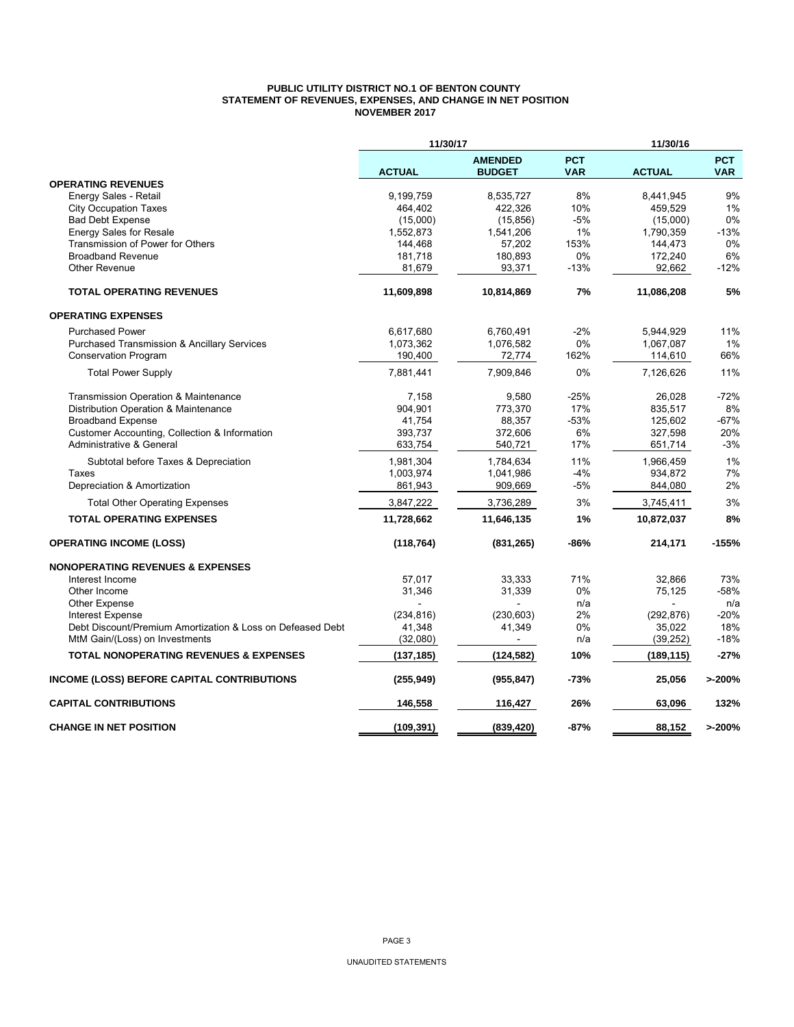**PUBLIC UTILITY DISTRICT NO.1 OF BENTON COUNTY**
**STATEMENT OF REVENUES, EXPENSES, AND CHANGE IN NET POSITION**
**NOVEMBER 2017**

| | 11/30/17 | | | 11/30/16 | |
|---|---|---|---|---|---|
| | **ACTUAL** | **AMENDED BUDGET** | **PCT VAR** | **ACTUAL** | **PCT VAR** |
| **OPERATING REVENUES** | | | | | |
| Energy Sales - Retail | 9,199,759 | 8,535,727 | 8% | 8,441,945 | 9% |
| City Occupation Taxes | 464,402 | 422,326 | 10% | 459,529 | 1% |
| Bad Debt Expense | (15,000) | (15,856) | -5% | (15,000) | 0% |
| Energy Sales for Resale | 1,552,873 | 1,541,206 | 1% | 1,790,359 | -13% |
| Transmission of Power for Others | 144,468 | 57,202 | 153% | 144,473 | 0% |
| Broadband Revenue | 181,718 | 180,893 | 0% | 172,240 | 6% |
| Other Revenue | 81,679 | 93,371 | -13% | 92,662 | -12% |
| **TOTAL OPERATING REVENUES** | **11,609,898** | **10,814,869** | **7%** | **11,086,208** | **5%** |
| **OPERATING EXPENSES** | | | | | |
| Purchased Power | 6,617,680 | 6,760,491 | -2% | 5,944,929 | 11% |
| Purchased Transmission & Ancillary Services | 1,073,362 | 1,076,582 | 0% | 1,067,087 | 1% |
| Conservation Program | 190,400 | 72,774 | 162% | 114,610 | 66% |
| Total Power Supply | 7,881,441 | 7,909,846 | 0% | 7,126,626 | 11% |
| Transmission Operation & Maintenance | 7,158 | 9,580 | -25% | 26,028 | -72% |
| Distribution Operation & Maintenance | 904,901 | 773,370 | 17% | 835,517 | 8% |
| Broadband Expense | 41,754 | 88,357 | -53% | 125,602 | -67% |
| Customer Accounting, Collection & Information | 393,737 | 372,606 | 6% | 327,598 | 20% |
| Administrative & General | 633,754 | 540,721 | 17% | 651,714 | -3% |
| Subtotal before Taxes & Depreciation | 1,981,304 | 1,784,634 | 11% | 1,966,459 | 1% |
| Taxes | 1,003,974 | 1,041,986 | -4% | 934,872 | 7% |
| Depreciation & Amortization | 861,943 | 909,669 | -5% | 844,080 | 2% |
| Total Other Operating Expenses | 3,847,222 | 3,736,289 | 3% | 3,745,411 | 3% |
| **TOTAL OPERATING EXPENSES** | **11,728,662** | **11,646,135** | **1%** | **10,872,037** | **8%** |
| **OPERATING INCOME (LOSS)** | **(118,764)** | **(831,265)** | **-86%** | **214,171** | **-155%** |
| **NONOPERATING REVENUES & EXPENSES** | | | | | |
| Interest Income | 57,017 | 33,333 | 71% | 32,866 | 73% |
| Other Income | 31,346 | 31,339 | 0% | 75,125 | -58% |
| Other Expense | - | - | n/a | - | n/a |
| Interest Expense | (234,816) | (230,603) | 2% | (292,876) | -20% |
| Debt Discount/Premium Amortization & Loss on Defeased Debt | 41,348 | 41,349 | 0% | 35,022 | 18% |
| MtM Gain/(Loss) on Investments | (32,080) | - | n/a | (39,252) | -18% |
| **TOTAL NONOPERATING REVENUES & EXPENSES** | **(137,185)** | **(124,582)** | **10%** | **(189,115)** | **-27%** |
| **INCOME (LOSS) BEFORE CAPITAL CONTRIBUTIONS** | **(255,949)** | **(955,847)** | **-73%** | **25,056** | **>-200%** |
| **CAPITAL CONTRIBUTIONS** | **146,558** | **116,427** | **26%** | **63,096** | **132%** |
| **CHANGE IN NET POSITION** | **(109,391)** | **(839,420)** | **-87%** | **88,152** | **>-200%** |

UNAUDITED STATEMENTS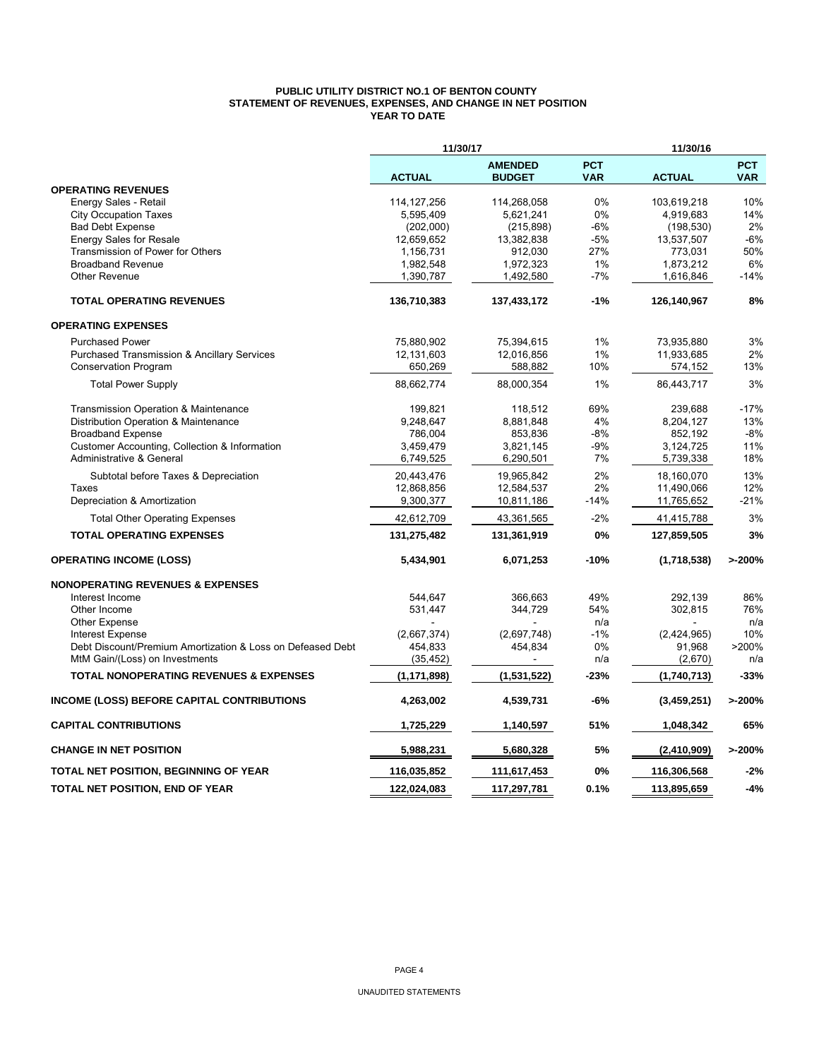**PUBLIC UTILITY DISTRICT NO.1 OF BENTON COUNTY**
**STATEMENT OF REVENUES, EXPENSES, AND CHANGE IN NET POSITION**
**YEAR TO DATE**

| | 11/30/17 | | | 11/30/16 | |
|---|---|---|---|---|---|
| | **ACTUAL** | **AMENDED BUDGET** | **PCT VAR** | **ACTUAL** | **PCT VAR** |
| **OPERATING REVENUES** | | | | | |
| Energy Sales - Retail | 114,127,256 | 114,268,058 | 0% | 103,619,218 | 10% |
| City Occupation Taxes | 5,595,409 | 5,621,241 | 0% | 4,919,683 | 14% |
| Bad Debt Expense | (202,000) | (215,898) | -6% | (198,530) | 2% |
| Energy Sales for Resale | 12,659,652 | 13,382,838 | -5% | 13,537,507 | -6% |
| Transmission of Power for Others | 1,156,731 | 912,030 | 27% | 773,031 | 50% |
| Broadband Revenue | 1,982,548 | 1,972,323 | 1% | 1,873,212 | 6% |
| Other Revenue | 1,390,787 | 1,492,580 | -7% | 1,616,846 | -14% |
| **TOTAL OPERATING REVENUES** | **136,710,383** | **137,433,172** | **-1%** | **126,140,967** | **8%** |
| **OPERATING EXPENSES** | | | | | |
| Purchased Power | 75,880,902 | 75,394,615 | 1% | 73,935,880 | 3% |
| Purchased Transmission & Ancillary Services | 12,131,603 | 12,016,856 | 1% | 11,933,685 | 2% |
| Conservation Program | 650,269 | 588,882 | 10% | 574,152 | 13% |
| Total Power Supply | 88,662,774 | 88,000,354 | 1% | 86,443,717 | 3% |
| Transmission Operation & Maintenance | 199,821 | 118,512 | 69% | 239,688 | -17% |
| Distribution Operation & Maintenance | 9,248,647 | 8,881,848 | 4% | 8,204,127 | 13% |
| Broadband Expense | 786,004 | 853,836 | -8% | 852,192 | -8% |
| Customer Accounting, Collection & Information | 3,459,479 | 3,821,145 | -9% | 3,124,725 | 11% |
| Administrative & General | 6,749,525 | 6,290,501 | 7% | 5,739,338 | 18% |
| Subtotal before Taxes & Depreciation | 20,443,476 | 19,965,842 | 2% | 18,160,070 | 13% |
| Taxes | 12,868,856 | 12,584,537 | 2% | 11,490,066 | 12% |
| Depreciation & Amortization | 9,300,377 | 10,811,186 | -14% | 11,765,652 | -21% |
| Total Other Operating Expenses | 42,612,709 | 43,361,565 | -2% | 41,415,788 | 3% |
| **TOTAL OPERATING EXPENSES** | **131,275,482** | **131,361,919** | **0%** | **127,859,505** | **3%** |
| **OPERATING INCOME (LOSS)** | **5,434,901** | **6,071,253** | **-10%** | **(1,718,538)** | **>-200%** |
| **NONOPERATING REVENUES & EXPENSES** | | | | | |
| Interest Income | 544,647 | 366,663 | 49% | 292,139 | 86% |
| Other Income | 531,447 | 344,729 | 54% | 302,815 | 76% |
| Other Expense | - | - | n/a | - | n/a |
| Interest Expense | (2,667,374) | (2,697,748) | -1% | (2,424,965) | 10% |
| Debt Discount/Premium Amortization & Loss on Defeased Debt | 454,833 | 454,834 | 0% | 91,968 | >200% |
| MtM Gain/(Loss) on Investments | (35,452) | - | n/a | (2,670) | n/a |
| **TOTAL NONOPERATING REVENUES & EXPENSES** | **(1,171,898)** | **(1,531,522)** | **-23%** | **(1,740,713)** | **-33%** |
| **INCOME (LOSS) BEFORE CAPITAL CONTRIBUTIONS** | **4,263,002** | **4,539,731** | **-6%** | **(3,459,251)** | **>-200%** |
| **CAPITAL CONTRIBUTIONS** | **1,725,229** | **1,140,597** | **51%** | **1,048,342** | **65%** |
| **CHANGE IN NET POSITION** | **5,988,231** | **5,680,328** | **5%** | **(2,410,909)** | **>-200%** |
| **TOTAL NET POSITION, BEGINNING OF YEAR** | **116,035,852** | **111,617,453** | **0%** | **116,306,568** | **-2%** |
| **TOTAL NET POSITION, END OF YEAR** | **122,024,083** | **117,297,781** | **0.1%** | **113,895,659** | **-4%** |

UNAUDITED STATEMENTS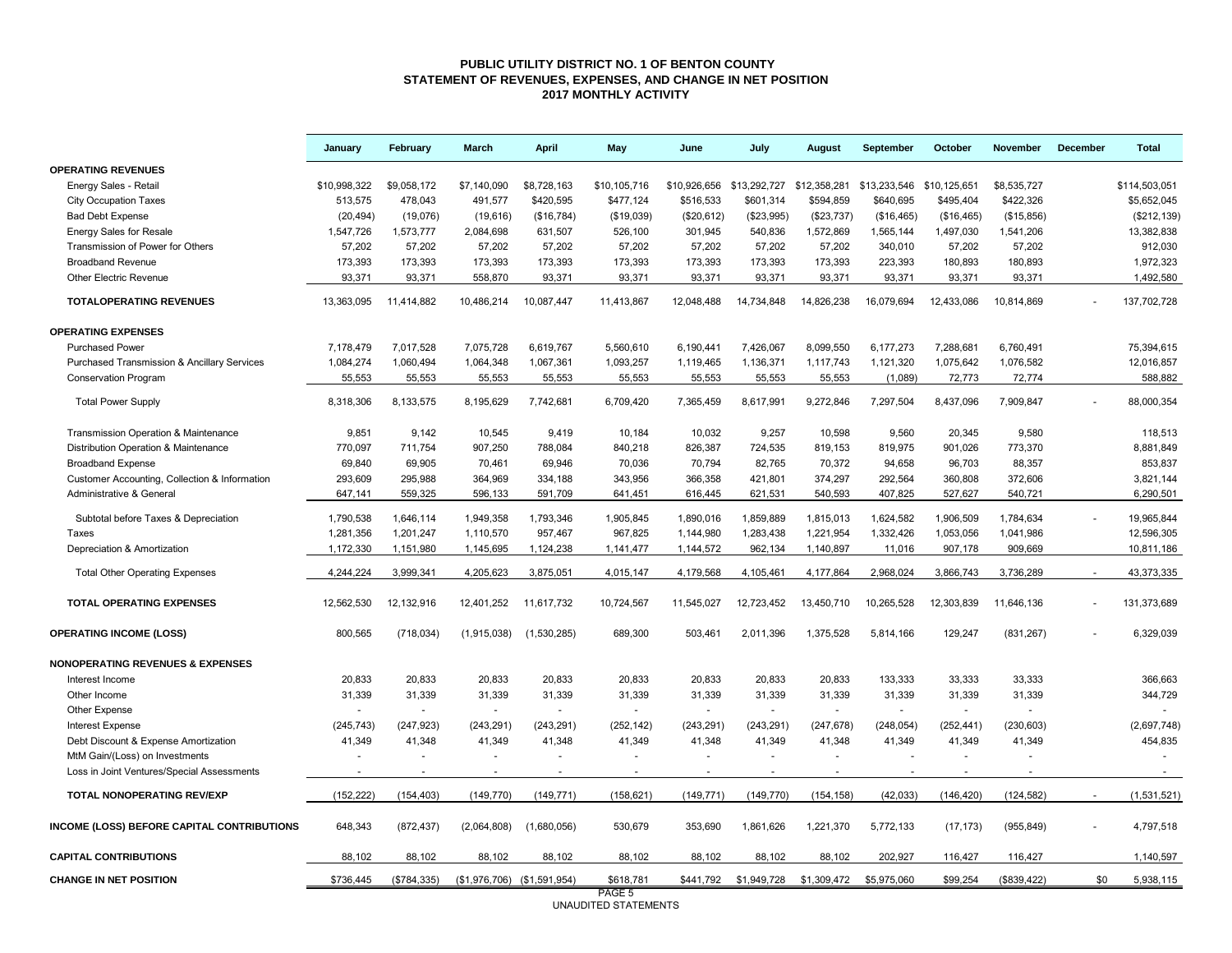# PUBLIC UTILITY DISTRICT NO. 1 OF BENTON COUNTY
## STATEMENT OF REVENUES, EXPENSES, AND CHANGE IN NET POSITION
## 2017 MONTHLY ACTIVITY

| | January | February | March | April | May | June | July | August | September | October | November | December | Total |
|---|---|---|---|---|---|---|---|---|---|---|---|---|---|
| **OPERATING REVENUES** | | | | | | | | | | | | | |
| Energy Sales - Retail | $10,998,322 | $9,058,172 | $7,140,090 | $8,728,163 | $10,105,716 | $10,926,656 | $13,292,727 | $12,358,281 | $13,233,546 | $10,125,651 | $8,535,727 | | $114,503,051 |
| City Occupation Taxes | 513,575 | 478,043 | 491,577 | $420,595 | $477,124 | $516,533 | $601,314 | $594,859 | $640,695 | $495,404 | $422,326 | | $5,652,045 |
| Bad Debt Expense | (20,494) | (19,076) | (19,616) | ($16,784) | ($19,039) | ($20,612) | ($23,995) | ($23,737) | ($16,465) | ($16,465) | ($15,856) | | ($212,139) |
| Energy Sales for Resale | 1,547,726 | 1,573,777 | 2,084,698 | 631,507 | 526,100 | 301,945 | 540,836 | 1,572,869 | 1,565,144 | 1,497,030 | 1,541,206 | | 13,382,838 |
| Transmission of Power for Others | 57,202 | 57,202 | 57,202 | 57,202 | 57,202 | 57,202 | 57,202 | 57,202 | 340,010 | 57,202 | 57,202 | | 912,030 |
| Broadband Revenue | 173,393 | 173,393 | 173,393 | 173,393 | 173,393 | 173,393 | 173,393 | 173,393 | 223,393 | 180,893 | 180,893 | | 1,972,323 |
| Other Electric Revenue | 93,371 | 93,371 | 558,870 | 93,371 | 93,371 | 93,371 | 93,371 | 93,371 | 93,371 | 93,371 | 93,371 | | 1,492,580 |
| **TOTALOPERATING REVENUES** | 13,363,095 | 11,414,882 | 10,486,214 | 10,087,447 | 11,413,867 | 12,048,488 | 14,734,848 | 14,826,238 | 16,079,694 | 12,433,086 | 10,814,869 | - | 137,702,728 |
| **OPERATING EXPENSES** | | | | | | | | | | | | | |
| Purchased Power | 7,178,479 | 7,017,528 | 7,075,728 | 6,619,767 | 5,560,610 | 6,190,441 | 7,426,067 | 8,099,550 | 6,177,273 | 7,288,681 | 6,760,491 | | 75,394,615 |
| Purchased Transmission & Ancillary Services | 1,084,274 | 1,060,494 | 1,064,348 | 1,067,361 | 1,093,257 | 1,119,465 | 1,136,371 | 1,117,743 | 1,121,320 | 1,075,642 | 1,076,582 | | 12,016,857 |
| Conservation Program | 55,553 | 55,553 | 55,553 | 55,553 | 55,553 | 55,553 | 55,553 | 55,553 | (1,089) | 72,773 | 72,774 | | 588,882 |
| Total Power Supply | 8,318,306 | 8,133,575 | 8,195,629 | 7,742,681 | 6,709,420 | 7,365,459 | 8,617,991 | 9,272,846 | 7,297,504 | 8,437,096 | 7,909,847 | - | 88,000,354 |
| Transmission Operation & Maintenance | 9,851 | 9,142 | 10,545 | 9,419 | 10,184 | 10,032 | 9,257 | 10,598 | 9,560 | 20,345 | 9,580 | | 118,513 |
| Distribution Operation & Maintenance | 770,097 | 711,754 | 907,250 | 788,084 | 840,218 | 826,387 | 724,535 | 819,153 | 819,975 | 901,026 | 773,370 | | 8,881,849 |
| Broadband Expense | 69,840 | 69,905 | 70,461 | 69,946 | 70,036 | 70,794 | 82,765 | 70,372 | 94,658 | 96,703 | 88,357 | | 853,837 |
| Customer Accounting, Collection & Information | 293,609 | 295,988 | 364,969 | 334,188 | 343,956 | 366,358 | 421,801 | 374,297 | 292,564 | 360,808 | 372,606 | | 3,821,144 |
| Administrative & General | 647,141 | 559,325 | 596,133 | 591,709 | 641,451 | 616,445 | 621,531 | 540,593 | 407,825 | 527,627 | 540,721 | | 6,290,501 |
| Subtotal before Taxes & Depreciation | 1,790,538 | 1,646,114 | 1,949,358 | 1,793,346 | 1,905,845 | 1,890,016 | 1,859,889 | 1,815,013 | 1,624,582 | 1,906,509 | 1,784,634 | - | 19,965,844 |
| Taxes | 1,281,356 | 1,201,247 | 1,110,570 | 957,467 | 967,825 | 1,144,980 | 1,283,438 | 1,221,954 | 1,332,426 | 1,053,056 | 1,041,986 | | 12,596,305 |
| Depreciation & Amortization | 1,172,330 | 1,151,980 | 1,145,695 | 1,124,238 | 1,141,477 | 1,144,572 | 962,134 | 1,140,897 | 11,016 | 907,178 | 909,669 | | 10,811,186 |
| Total Other Operating Expenses | 4,244,224 | 3,999,341 | 4,205,623 | 3,875,051 | 4,015,147 | 4,179,568 | 4,105,461 | 4,177,864 | 2,968,024 | 3,866,743 | 3,736,289 | - | 43,373,335 |
| **TOTAL OPERATING EXPENSES** | 12,562,530 | 12,132,916 | 12,401,252 | 11,617,732 | 10,724,567 | 11,545,027 | 12,723,452 | 13,450,710 | 10,265,528 | 12,303,839 | 11,646,136 | - | 131,373,689 |
| **OPERATING INCOME (LOSS)** | 800,565 | (718,034) | (1,915,038) | (1,530,285) | 689,300 | 503,461 | 2,011,396 | 1,375,528 | 5,814,166 | 129,247 | (831,267) | - | 6,329,039 |
| **NONOPERATING REVENUES & EXPENSES** | | | | | | | | | | | | | |
| Interest Income | 20,833 | 20,833 | 20,833 | 20,833 | 20,833 | 20,833 | 20,833 | 20,833 | 133,333 | 33,333 | 33,333 | | 366,663 |
| Other Income | 31,339 | 31,339 | 31,339 | 31,339 | 31,339 | 31,339 | 31,339 | 31,339 | 31,339 | 31,339 | 31,339 | | 344,729 |
| Other Expense | - | - | - | - | - | - | - | - | - | - | - | | - |
| Interest Expense | (245,743) | (247,923) | (243,291) | (243,291) | (252,142) | (243,291) | (243,291) | (247,678) | (248,054) | (252,441) | (230,603) | | (2,697,748) |
| Debt Discount & Expense Amortization | 41,349 | 41,348 | 41,349 | 41,348 | 41,349 | 41,348 | 41,349 | 41,348 | 41,349 | 41,349 | 41,349 | | 454,835 |
| MtM Gain/(Loss) on Investments | - | - | - | - | - | - | - | - | - | - | - | | - |
| Loss in Joint Ventures/Special Assessments | - | - | - | - | - | - | - | - | - | - | - | | - |
| **TOTAL NONOPERATING REV/EXP** | (152,222) | (154,403) | (149,770) | (149,771) | (158,621) | (149,771) | (149,770) | (154,158) | (42,033) | (146,420) | (124,582) | - | (1,531,521) |
| **INCOME (LOSS) BEFORE CAPITAL CONTRIBUTIONS** | 648,343 | (872,437) | (2,064,808) | (1,680,056) | 530,679 | 353,690 | 1,861,626 | 1,221,370 | 5,772,133 | (17,173) | (955,849) | - | 4,797,518 |
| **CAPITAL CONTRIBUTIONS** | 88,102 | 88,102 | 88,102 | 88,102 | 88,102 | 88,102 | 88,102 | 88,102 | 202,927 | 116,427 | 116,427 | | 1,140,597 |
| **CHANGE IN NET POSITION** | $736,445 | ($784,335) | ($1,976,706) | ($1,591,954) | $618,781 | $441,792 | $1,949,728 | $1,309,472 | $5,975,060 | $99,254 | ($839,422) | $0 | 5,938,115 |

UNAUDITED STATEMENTS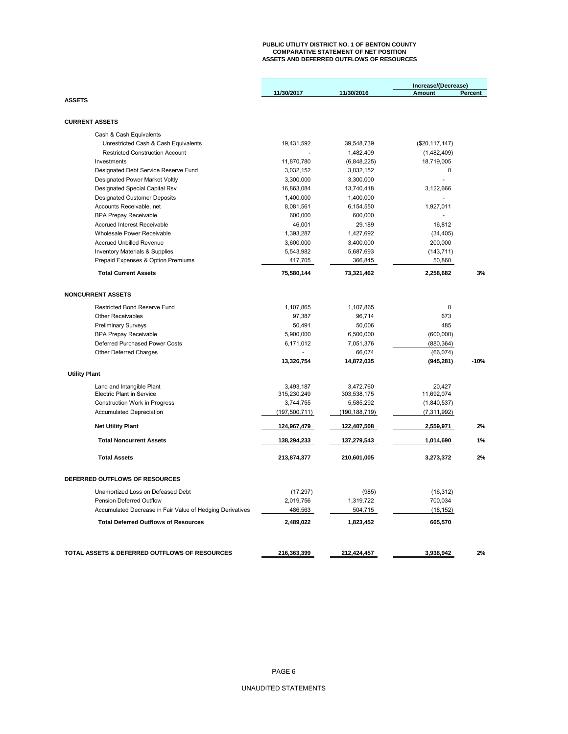**PUBLIC UTILITY DISTRICT NO. 1 OF BENTON COUNTY**
**COMPARATIVE STATEMENT OF NET POSITION**
**ASSETS AND DEFERRED OUTFLOWS OF RESOURCES**

| | 11/30/2017 | 11/30/2016 | Increase/(Decrease) Amount | Percent |
|---|---|---|---|---|
| **ASSETS** | | | | |
| **CURRENT ASSETS** | | | | |
| Cash & Cash Equivalents | | | | |
| Unrestricted Cash & Cash Equivalents | 19,431,592 | 39,548,739 | ($20,117,147) | |
| Restricted Construction Account | - | 1,482,409 | (1,482,409) | |
| Investments | 11,870,780 | (6,848,225) | 18,719,005 | |
| Designated Debt Service Reserve Fund | 3,032,152 | 3,032,152 | 0 | |
| Designated Power Market Voltly | 3,300,000 | 3,300,000 | - | |
| Designated Special Capital Rsv | 16,863,084 | 13,740,418 | 3,122,666 | |
| Designated Customer Deposits | 1,400,000 | 1,400,000 | - | |
| Accounts Receivable, net | 8,081,561 | 6,154,550 | 1,927,011 | |
| BPA Prepay Receivable | 600,000 | 600,000 | - | |
| Accrued Interest Receivable | 46,001 | 29,189 | 16,812 | |
| Wholesale Power Receivable | 1,393,287 | 1,427,692 | (34,405) | |
| Accrued Unbilled Revenue | 3,600,000 | 3,400,000 | 200,000 | |
| Inventory Materials & Supplies | 5,543,982 | 5,687,693 | (143,711) | |
| Prepaid Expenses & Option Premiums | 417,705 | 366,845 | 50,860 | |
| **Total Current Assets** | **75,580,144** | **73,321,462** | **2,258,682** | **3%** |
| **NONCURRENT ASSETS** | | | | |
| Restricted Bond Reserve Fund | 1,107,865 | 1,107,865 | 0 | |
| Other Receivables | 97,387 | 96,714 | 673 | |
| Preliminary Surveys | 50,491 | 50,006 | 485 | |
| BPA Prepay Receivable | 5,900,000 | 6,500,000 | (600,000) | |
| Deferred Purchased Power Costs | 6,171,012 | 7,051,376 | (880,364) | |
| Other Deferred Charges | - | 66,074 | (66,074) | |
| | **13,326,754** | **14,872,035** | **(945,281)** | **-10%** |
| **Utility Plant** | | | | |
| Land and Intangible Plant | 3,493,187 | 3,472,760 | 20,427 | |
| Electric Plant in Service | 315,230,249 | 303,538,175 | 11,692,074 | |
| Construction Work in Progress | 3,744,755 | 5,585,292 | (1,840,537) | |
| Accumulated Depreciation | (197,500,711) | (190,188,719) | (7,311,992) | |
| **Net Utility Plant** | **124,967,479** | **122,407,508** | **2,559,971** | **2%** |
| **Total Noncurrent Assets** | **138,294,233** | **137,279,543** | **1,014,690** | **1%** |
| **Total Assets** | **213,874,377** | **210,601,005** | **3,273,372** | **2%** |
| **DEFERRED OUTFLOWS OF RESOURCES** | | | | |
| Unamortized Loss on Defeased Debt | (17,297) | (985) | (16,312) | |
| Pension Deferred Outflow | 2,019,756 | 1,319,722 | 700,034 | |
| Accumulated Decrease in Fair Value of Hedging Derivatives | 486,563 | 504,715 | (18,152) | |
| **Total Deferred Outflows of Resources** | **2,489,022** | **1,823,452** | **665,570** | |
| **TOTAL ASSETS & DEFERRED OUTFLOWS OF RESOURCES** | **216,363,399** | **212,424,457** | **3,938,942** | **2%** |

UNAUDITED STATEMENTS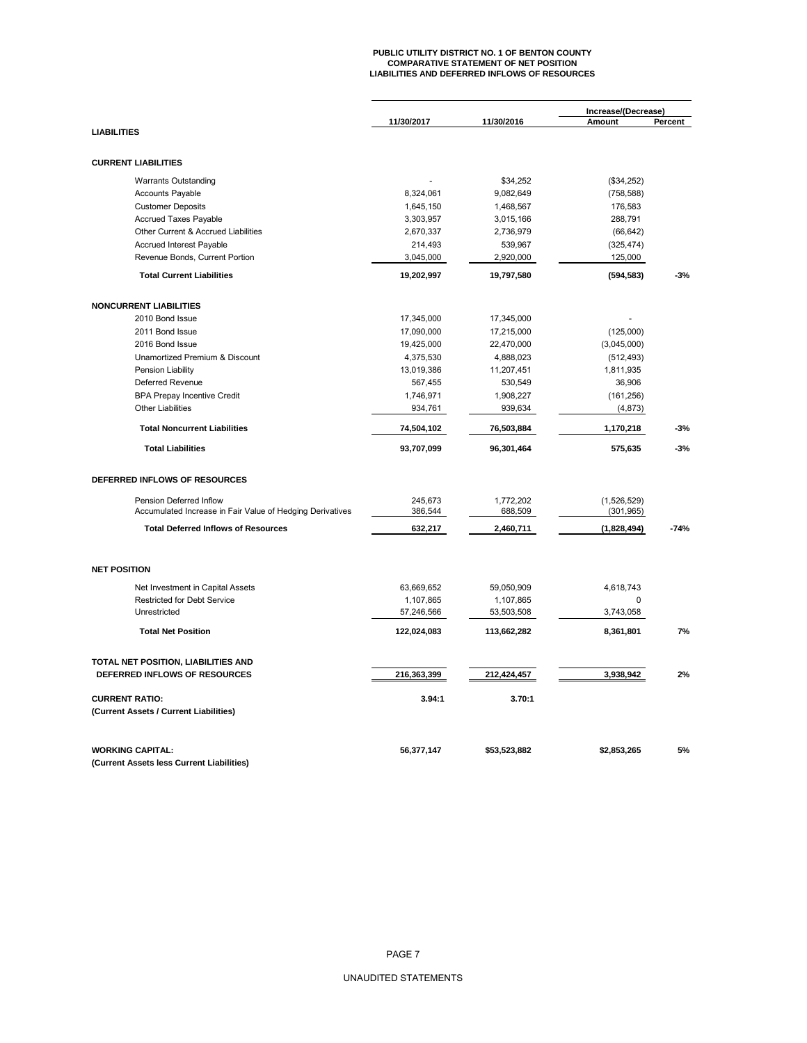# PUBLIC UTILITY DISTRICT NO. 1 OF BENTON COUNTY
## COMPARATIVE STATEMENT OF NET POSITION
## LIABILITIES AND DEFERRED INFLOWS OF RESOURCES

| | 11/30/2017 | 11/30/2016 | Increase/(Decrease) Amount | Percent |
|---|---|---|---|---|
| **LIABILITIES** | | | | |
| **CURRENT LIABILITIES** | | | | |
| Warrants Outstanding | - | $34,252 | ($34,252) | |
| Accounts Payable | 8,324,061 | 9,082,649 | (758,588) | |
| Customer Deposits | 1,645,150 | 1,468,567 | 176,583 | |
| Accrued Taxes Payable | 3,303,957 | 3,015,166 | 288,791 | |
| Other Current & Accrued Liabilities | 2,670,337 | 2,736,979 | (66,642) | |
| Accrued Interest Payable | 214,493 | 539,967 | (325,474) | |
| Revenue Bonds, Current Portion | 3,045,000 | 2,920,000 | 125,000 | |
| **Total Current Liabilities** | **19,202,997** | **19,797,580** | **(594,583)** | **-3%** |
| **NONCURRENT LIABILITIES** | | | | |
| 2010 Bond Issue | 17,345,000 | 17,345,000 | - | |
| 2011 Bond Issue | 17,090,000 | 17,215,000 | (125,000) | |
| 2016 Bond Issue | 19,425,000 | 22,470,000 | (3,045,000) | |
| Unamortized Premium & Discount | 4,375,530 | 4,888,023 | (512,493) | |
| Pension Liability | 13,019,386 | 11,207,451 | 1,811,935 | |
| Deferred Revenue | 567,455 | 530,549 | 36,906 | |
| BPA Prepay Incentive Credit | 1,746,971 | 1,908,227 | (161,256) | |
| Other Liabilities | 934,761 | 939,634 | (4,873) | |
| **Total Noncurrent Liabilities** | **74,504,102** | **76,503,884** | **1,170,218** | **-3%** |
| **Total Liabilities** | **93,707,099** | **96,301,464** | **575,635** | **-3%** |
| **DEFERRED INFLOWS OF RESOURCES** | | | | |
| Pension Deferred Inflow | 245,673 | 1,772,202 | (1,526,529) | |
| Accumulated Increase in Fair Value of Hedging Derivatives | 386,544 | 688,509 | (301,965) | |
| **Total Deferred Inflows of Resources** | **632,217** | **2,460,711** | **(1,828,494)** | **-74%** |
| **NET POSITION** | | | | |
| Net Investment in Capital Assets | 63,669,652 | 59,050,909 | 4,618,743 | |
| Restricted for Debt Service | 1,107,865 | 1,107,865 | 0 | |
| Unrestricted | 57,246,566 | 53,503,508 | 3,743,058 | |
| **Total Net Position** | **122,024,083** | **113,662,282** | **8,361,801** | **7%** |
| **TOTAL NET POSITION, LIABILITIES AND DEFERRED INFLOWS OF RESOURCES** | **216,363,399** | **212,424,457** | **3,938,942** | **2%** |
| **CURRENT RATIO:** (Current Assets / Current Liabilities) | **3.94:1** | **3.70:1** | | |
| **WORKING CAPITAL:** (Current Assets less Current Liabilities) | **56,377,147** | **$53,523,882** | **$2,853,265** | **5%** |

UNAUDITED STATEMENTS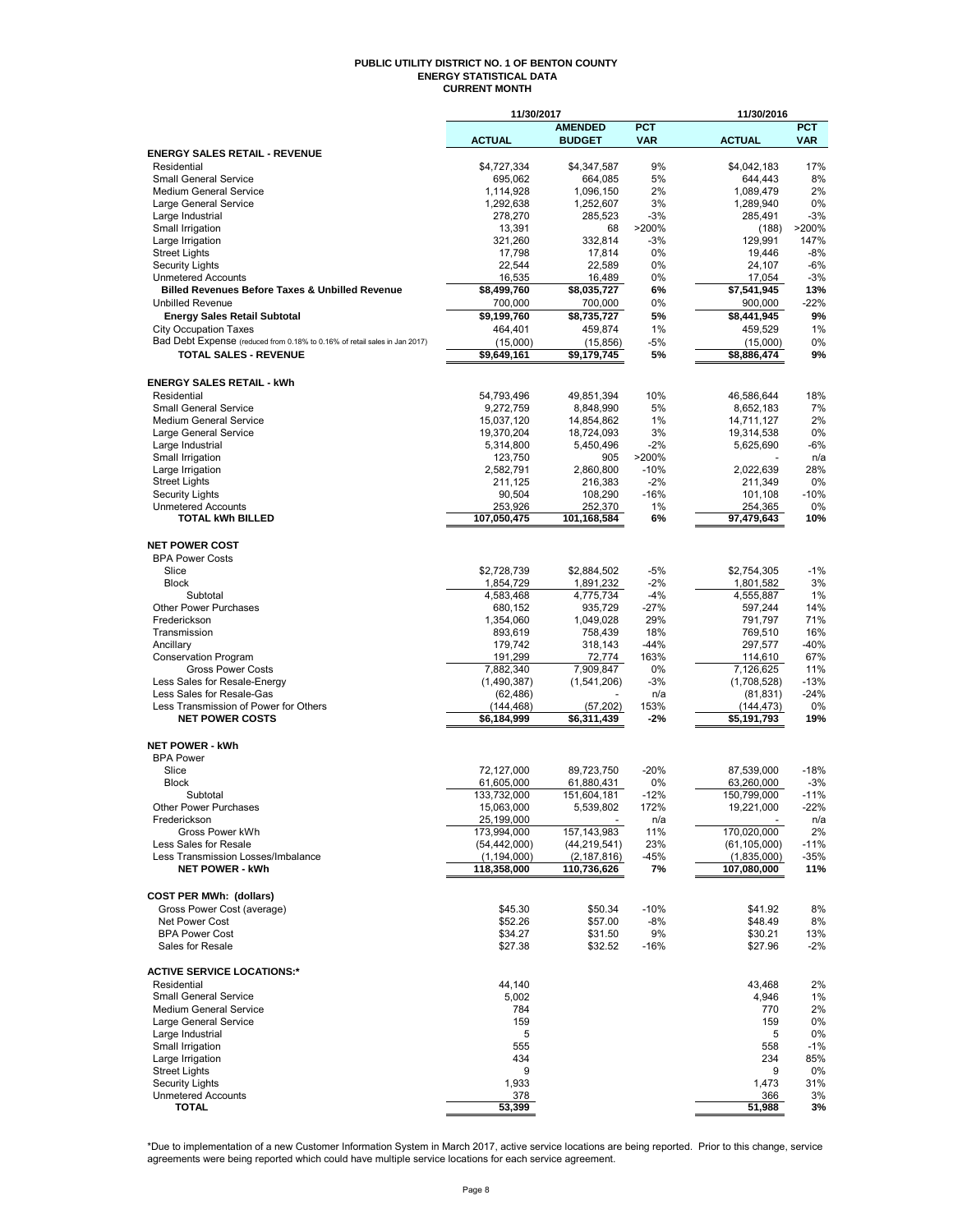# PUBLIC UTILITY DISTRICT NO. 1 OF BENTON COUNTY
## ENERGY STATISTICAL DATA
### CURRENT MONTH

| | 11/30/2017 | | | 11/30/2016 | |
|---|---|---|---|---|---|
| | ACTUAL | AMENDED BUDGET | PCT VAR | ACTUAL | PCT VAR |
| **ENERGY SALES RETAIL - REVENUE** | | | | | |
| Residential | $4,727,334 | $4,347,587 | 9% | $4,042,183 | 17% |
| Small General Service | 695,062 | 664,085 | 5% | 644,443 | 8% |
| Medium General Service | 1,114,928 | 1,096,150 | 2% | 1,089,479 | 2% |
| Large General Service | 1,292,638 | 1,252,607 | 3% | 1,289,940 | 0% |
| Large Industrial | 278,270 | 285,523 | -3% | 285,491 | -3% |
| Small Irrigation | 13,391 | 68 | >200% | (188) | >200% |
| Large Irrigation | 321,260 | 332,814 | -3% | 129,991 | 147% |
| Street Lights | 17,798 | 17,814 | 0% | 19,446 | -8% |
| Security Lights | 22,544 | 22,589 | 0% | 24,107 | -6% |
| Unmetered Accounts | 16,535 | 16,489 | 0% | 17,054 | -3% |
| **Billed Revenues Before Taxes & Unbilled Revenue** | **$8,499,760** | **$8,035,727** | **6%** | **$7,541,945** | **13%** |
| Unbilled Revenue | 700,000 | 700,000 | 0% | 900,000 | -22% |
| **Energy Sales Retail Subtotal** | **$9,199,760** | **$8,735,727** | **5%** | **$8,441,945** | **9%** |
| City Occupation Taxes | 464,401 | 459,874 | 1% | 459,529 | 1% |
| Bad Debt Expense (reduced from 0.18% to 0.16% of retail sales in Jan 2017) | (15,000) | (15,856) | -5% | (15,000) | 0% |
| **TOTAL SALES - REVENUE** | **$9,649,161** | **$9,179,745** | **5%** | **$8,886,474** | **9%** |
| **ENERGY SALES RETAIL - kWh** | | | | | |
| Residential | 54,793,496 | 49,851,394 | 10% | 46,586,644 | 18% |
| Small General Service | 9,272,759 | 8,848,990 | 5% | 8,652,183 | 7% |
| Medium General Service | 15,037,120 | 14,854,862 | 1% | 14,711,127 | 2% |
| Large General Service | 19,370,204 | 18,724,093 | 3% | 19,314,538 | 0% |
| Large Industrial | 5,314,800 | 5,450,496 | -2% | 5,625,690 | -6% |
| Small Irrigation | 123,750 | 905 | >200% | - | n/a |
| Large Irrigation | 2,582,791 | 2,860,800 | -10% | 2,022,639 | 28% |
| Street Lights | 211,125 | 216,383 | -2% | 211,349 | 0% |
| Security Lights | 90,504 | 108,290 | -16% | 101,108 | -10% |
| Unmetered Accounts | 253,926 | 252,370 | 1% | 254,365 | 0% |
| **TOTAL kWh BILLED** | **107,050,475** | **101,168,584** | **6%** | **97,479,643** | **10%** |
| **NET POWER COST** | | | | | |
| BPA Power Costs | | | | | |
| Slice | $2,728,739 | $2,884,502 | -5% | $2,754,305 | -1% |
| Block | 1,854,729 | 1,891,232 | -2% | 1,801,582 | 3% |
| Subtotal | 4,583,468 | 4,775,734 | -4% | 4,555,887 | 1% |
| Other Power Purchases | 680,152 | 935,729 | -27% | 597,244 | 14% |
| Frederickson | 1,354,060 | 1,049,028 | 29% | 791,797 | 71% |
| Transmission | 893,619 | 758,439 | 18% | 769,510 | 16% |
| Ancillary | 179,742 | 318,143 | -44% | 297,577 | -40% |
| Conservation Program | 191,299 | 72,774 | 163% | 114,610 | 67% |
| Gross Power Costs | 7,882,340 | 7,909,847 | 0% | 7,126,625 | 11% |
| Less Sales for Resale-Energy | (1,490,387) | (1,541,206) | -3% | (1,708,528) | -13% |
| Less Sales for Resale-Gas | (62,486) | - | n/a | (81,831) | -24% |
| Less Transmission of Power for Others | (144,468) | (57,202) | 153% | (144,473) | 0% |
| **NET POWER COSTS** | **$6,184,999** | **$6,311,439** | **-2%** | **$5,191,793** | **19%** |
| **NET POWER - kWh** | | | | | |
| BPA Power | | | | | |
| Slice | 72,127,000 | 89,723,750 | -20% | 87,539,000 | -18% |
| Block | 61,605,000 | 61,880,431 | 0% | 63,260,000 | -3% |
| Subtotal | 133,732,000 | 151,604,181 | -12% | 150,799,000 | -11% |
| Other Power Purchases | 15,063,000 | 5,539,802 | 172% | 19,221,000 | -22% |
| Frederickson | 25,199,000 | - | n/a | - | n/a |
| Gross Power kWh | 173,994,000 | 157,143,983 | 11% | 170,020,000 | 2% |
| Less Sales for Resale | (54,442,000) | (44,219,541) | 23% | (61,105,000) | -11% |
| Less Transmission Losses/Imbalance | (1,194,000) | (2,187,816) | -45% | (1,835,000) | -35% |
| **NET POWER - kWh** | **118,358,000** | **110,736,626** | **7%** | **107,080,000** | **11%** |
| **COST PER MWh: (dollars)** | | | | | |
| Gross Power Cost (average) | $45.30 | $50.34 | -10% | $41.92 | 8% |
| Net Power Cost | $52.26 | $57.00 | -8% | $48.49 | 8% |
| BPA Power Cost | $34.27 | $31.50 | 9% | $30.21 | 13% |
| Sales for Resale | $27.38 | $32.52 | -16% | $27.96 | -2% |
| **ACTIVE SERVICE LOCATIONS:*** | | | | | |
| Residential | 44,140 | | | 43,468 | 2% |
| Small General Service | 5,002 | | | 4,946 | 1% |
| Medium General Service | 784 | | | 770 | 2% |
| Large General Service | 159 | | | 159 | 0% |
| Large Industrial | 5 | | | 5 | 0% |
| Small Irrigation | 555 | | | 558 | -1% |
| Large Irrigation | 434 | | | 234 | 85% |
| Street Lights | 9 | | | 9 | 0% |
| Security Lights | 1,933 | | | 1,473 | 31% |
| Unmetered Accounts | 378 | | | 366 | 3% |
| **TOTAL** | **53,399** | | | **51,988** | **3%** |

*Due to implementation of a new Customer Information System in March 2017, active service locations are being reported. Prior to this change, service agreements were being reported which could have multiple service locations for each service agreement.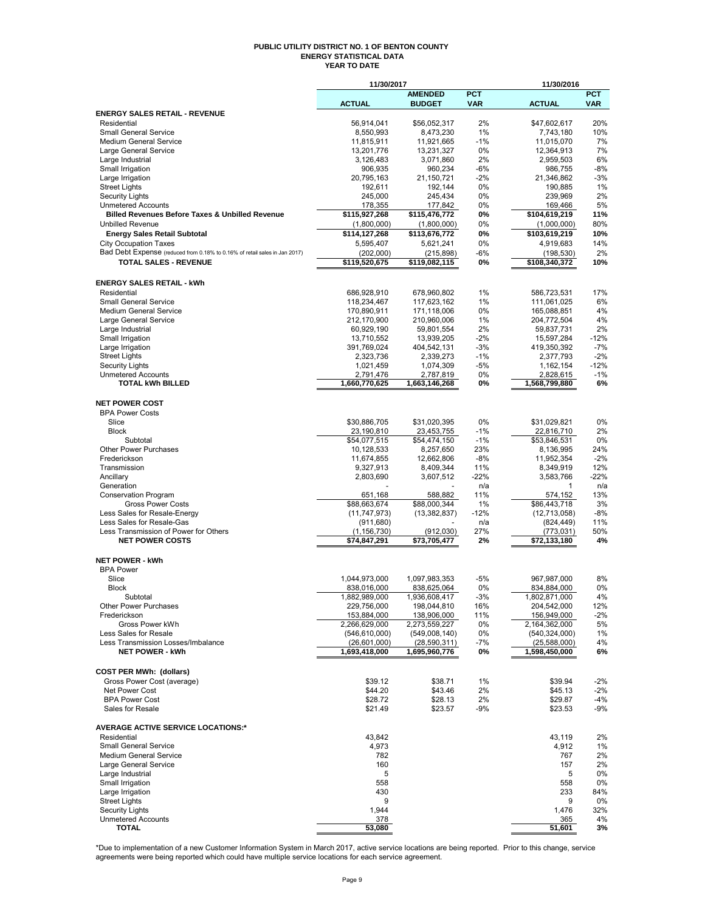# PUBLIC UTILITY DISTRICT NO. 1 OF BENTON COUNTY
## ENERGY STATISTICAL DATA
### YEAR TO DATE

| | 11/30/2017 | | | 11/30/2016 | |
|---|---|---|---|---|---|
| | ACTUAL | AMENDED BUDGET | PCT VAR | ACTUAL | PCT VAR |
| **ENERGY SALES RETAIL - REVENUE** | | | | | |
| Residential | 56,914,041 | $56,052,317 | 2% | $47,602,617 | 20% |
| Small General Service | 8,550,993 | 8,473,230 | 1% | 7,743,180 | 10% |
| Medium General Service | 11,815,911 | 11,921,665 | -1% | 11,015,070 | 7% |
| Large General Service | 13,201,776 | 13,231,327 | 0% | 12,364,913 | 7% |
| Large Industrial | 3,126,483 | 3,071,860 | 2% | 2,959,503 | 6% |
| Small Irrigation | 906,935 | 960,234 | -6% | 986,755 | -8% |
| Large Irrigation | 20,795,163 | 21,150,721 | -2% | 21,346,862 | -3% |
| Street Lights | 192,611 | 192,144 | 0% | 190,885 | 1% |
| Security Lights | 245,000 | 245,434 | 0% | 239,969 | 2% |
| Unmetered Accounts | 178,355 | 177,842 | 0% | 169,466 | 5% |
| **Billed Revenues Before Taxes & Unbilled Revenue** | **$115,927,268** | **$115,476,772** | **0%** | **$104,619,219** | **11%** |
| Unbilled Revenue | (1,800,000) | (1,800,000) | 0% | (1,000,000) | 80% |
| **Energy Sales Retail Subtotal** | **$114,127,268** | **$113,676,772** | **0%** | **$103,619,219** | **10%** |
| City Occupation Taxes | 5,595,407 | 5,621,241 | 0% | 4,919,683 | 14% |
| Bad Debt Expense (reduced from 0.18% to 0.16% of retail sales in Jan 2017) | (202,000) | (215,898) | -6% | (198,530) | 2% |
| **TOTAL SALES - REVENUE** | **$119,520,675** | **$119,082,115** | **0%** | **$108,340,372** | **10%** |
| | | | | | |
| **ENERGY SALES RETAIL - kWh** | | | | | |
| Residential | 686,928,910 | 678,960,802 | 1% | 586,723,531 | 17% |
| Small General Service | 118,234,467 | 117,623,162 | 1% | 111,061,025 | 6% |
| Medium General Service | 170,890,911 | 171,118,006 | 0% | 165,088,851 | 4% |
| Large General Service | 212,170,900 | 210,960,006 | 1% | 204,772,504 | 4% |
| Large Industrial | 60,929,190 | 59,801,554 | 2% | 59,837,731 | 2% |
| Small Irrigation | 13,710,552 | 13,939,205 | -2% | 15,597,284 | -12% |
| Large Irrigation | 391,769,024 | 404,542,131 | -3% | 419,350,392 | -7% |
| Street Lights | 2,323,736 | 2,339,273 | -1% | 2,377,793 | -2% |
| Security Lights | 1,021,459 | 1,074,309 | -5% | 1,162,154 | -12% |
| Unmetered Accounts | 2,791,476 | 2,787,819 | 0% | 2,828,615 | -1% |
| **TOTAL kWh BILLED** | **1,660,770,625** | **1,663,146,268** | **0%** | **1,568,799,880** | **6%** |
| | | | | | |
| **NET POWER COST** | | | | | |
| BPA Power Costs | | | | | |
| Slice | $30,886,705 | $31,020,395 | 0% | $31,029,821 | 0% |
| Block | 23,190,810 | 23,453,755 | -1% | 22,816,710 | 2% |
| Subtotal | $54,077,515 | $54,474,150 | -1% | $53,846,531 | 0% |
| Other Power Purchases | 10,128,533 | 8,257,650 | 23% | 8,136,995 | 24% |
| Frederickson | 11,674,855 | 12,662,806 | -8% | 11,952,354 | -2% |
| Transmission | 9,327,913 | 8,409,344 | 11% | 8,349,919 | 12% |
| Ancillary | 2,803,690 | 3,607,512 | -22% | 3,583,766 | -22% |
| Generation | - | - | n/a | 1 | n/a |
| Conservation Program | 651,168 | 588,882 | 11% | 574,152 | 13% |
| Gross Power Costs | $88,663,674 | $88,000,344 | 1% | $86,443,718 | 3% |
| Less Sales for Resale-Energy | (11,747,973) | (13,382,837) | -12% | (12,713,058) | -8% |
| Less Sales for Resale-Gas | (911,680) | - | n/a | (824,449) | 11% |
| Less Transmission of Power for Others | (1,156,730) | (912,030) | 27% | (773,031) | 50% |
| **NET POWER COSTS** | **$74,847,291** | **$73,705,477** | **2%** | **$72,133,180** | **4%** |
| | | | | | |
| **NET POWER - kWh** | | | | | |
| BPA Power | | | | | |
| Slice | 1,044,973,000 | 1,097,983,353 | -5% | 967,987,000 | 8% |
| Block | 838,016,000 | 838,625,064 | 0% | 834,884,000 | 0% |
| Subtotal | 1,882,989,000 | 1,936,608,417 | -3% | 1,802,871,000 | 4% |
| Other Power Purchases | 229,756,000 | 198,044,810 | 16% | 204,542,000 | 12% |
| Frederickson | 153,884,000 | 138,906,000 | 11% | 156,949,000 | -2% |
| Gross Power kWh | 2,266,629,000 | 2,273,559,227 | 0% | 2,164,362,000 | 5% |
| Less Sales for Resale | (546,610,000) | (549,008,140) | 0% | (540,324,000) | 1% |
| Less Transmission Losses/Imbalance | (26,601,000) | (28,590,311) | -7% | (25,588,000) | 4% |
| **NET POWER - kWh** | **1,693,418,000** | **1,695,960,776** | **0%** | **1,598,450,000** | **6%** |
| | | | | | |
| **COST PER MWh: (dollars)** | | | | | |
| Gross Power Cost (average) | $39.12 | $38.71 | 1% | $39.94 | -2% |
| Net Power Cost | $44.20 | $43.46 | 2% | $45.13 | -2% |
| BPA Power Cost | $28.72 | $28.13 | 2% | $29.87 | -4% |
| Sales for Resale | $21.49 | $23.57 | -9% | $23.53 | -9% |
| | | | | | |
| **AVERAGE ACTIVE SERVICE LOCATIONS:*** | | | | | |
| Residential | 43,842 | | | 43,119 | 2% |
| Small General Service | 4,973 | | | 4,912 | 1% |
| Medium General Service | 782 | | | 767 | 2% |
| Large General Service | 160 | | | 157 | 2% |
| Large Industrial | 5 | | | 5 | 0% |
| Small Irrigation | 558 | | | 558 | 0% |
| Large Irrigation | 430 | | | 233 | 84% |
| Street Lights | 9 | | | 9 | 0% |
| Security Lights | 1,944 | | | 1,476 | 32% |
| Unmetered Accounts | 378 | | | 365 | 4% |
| **TOTAL** | **53,080** | | | **51,601** | **3%** |

*Due to implementation of a new Customer Information System in March 2017, active service locations are being reported. Prior to this change, service agreements were being reported which could have multiple service locations for each service agreement.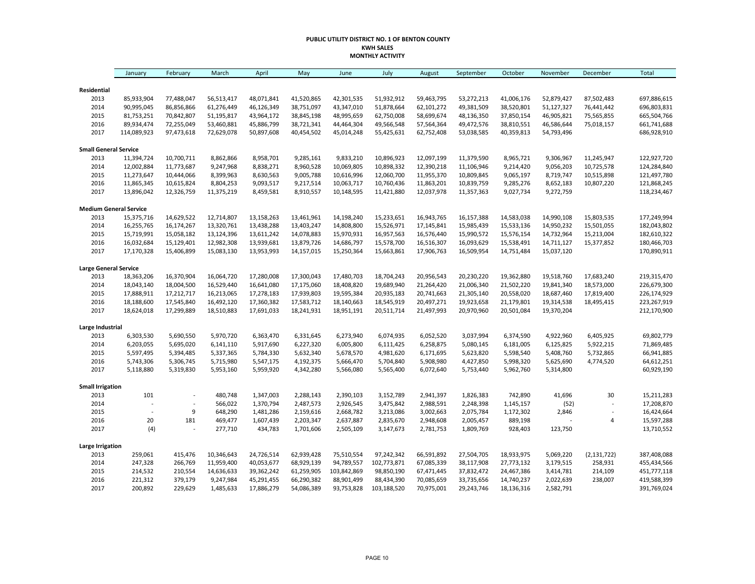**PUBLIC UTILITY DISTRICT NO. 1 OF BENTON COUNTY**
**KWH SALES**
**MONTHLY ACTIVITY**

| | January | February | March | April | May | June | July | August | September | October | November | December | Total |
|---|---|---|---|---|---|---|---|---|---|---|---|---|---|
| **Residential** | | | | | | | | | | | | | |
| 2013 | 85,933,904 | 77,488,047 | 56,513,417 | 48,071,841 | 41,520,865 | 42,301,535 | 51,932,912 | 59,463,795 | 53,272,213 | 41,006,176 | 52,879,427 | 87,502,483 | 697,886,615 |
| 2014 | 90,995,045 | 86,856,866 | 61,276,449 | 46,126,349 | 38,751,097 | 43,347,010 | 51,878,664 | 62,101,272 | 49,381,509 | 38,520,801 | 51,127,327 | 76,441,442 | 696,803,831 |
| 2015 | 81,753,251 | 70,842,807 | 51,195,817 | 43,964,172 | 38,845,198 | 48,995,659 | 62,750,008 | 58,699,674 | 48,136,350 | 37,850,154 | 46,905,821 | 75,565,855 | 665,504,766 |
| 2016 | 89,934,474 | 72,255,049 | 53,460,881 | 45,886,799 | 38,721,341 | 44,464,304 | 49,566,548 | 57,564,364 | 49,472,576 | 38,810,551 | 46,586,644 | 75,018,157 | 661,741,688 |
| 2017 | 114,089,923 | 97,473,618 | 72,629,078 | 50,897,608 | 40,454,502 | 45,014,248 | 55,425,631 | 62,752,408 | 53,038,585 | 40,359,813 | 54,793,496 | | 686,928,910 |
| **Small General Service** | | | | | | | | | | | | | |
| 2013 | 11,394,724 | 10,700,711 | 8,862,866 | 8,958,701 | 9,285,161 | 9,833,210 | 10,896,923 | 12,097,199 | 11,379,590 | 8,965,721 | 9,306,967 | 11,245,947 | 122,927,720 |
| 2014 | 12,002,884 | 11,773,687 | 9,247,968 | 8,838,271 | 8,960,528 | 10,069,805 | 10,898,332 | 12,390,218 | 11,106,946 | 9,214,420 | 9,056,203 | 10,725,578 | 124,284,840 |
| 2015 | 11,273,647 | 10,444,066 | 8,399,963 | 8,630,563 | 9,005,788 | 10,616,996 | 12,060,700 | 11,955,370 | 10,809,845 | 9,065,197 | 8,719,747 | 10,515,898 | 121,497,780 |
| 2016 | 11,865,345 | 10,615,824 | 8,804,253 | 9,093,517 | 9,217,514 | 10,063,717 | 10,760,436 | 11,863,201 | 10,839,759 | 9,285,276 | 8,652,183 | 10,807,220 | 121,868,245 |
| 2017 | 13,896,042 | 12,326,759 | 11,375,219 | 8,459,581 | 8,910,557 | 10,148,595 | 11,421,880 | 12,037,978 | 11,357,363 | 9,027,734 | 9,272,759 | | 118,234,467 |
| **Medium General Service** | | | | | | | | | | | | | |
| 2013 | 15,375,716 | 14,629,522 | 12,714,807 | 13,158,263 | 13,461,961 | 14,198,240 | 15,233,651 | 16,943,765 | 16,157,388 | 14,583,038 | 14,990,108 | 15,803,535 | 177,249,994 |
| 2014 | 16,255,765 | 16,174,267 | 13,320,761 | 13,438,288 | 13,403,247 | 14,808,800 | 15,526,971 | 17,145,841 | 15,985,439 | 15,533,136 | 14,950,232 | 15,501,055 | 182,043,802 |
| 2015 | 15,719,991 | 15,058,182 | 13,124,396 | 13,611,242 | 14,078,883 | 15,970,931 | 16,957,563 | 16,576,440 | 15,990,572 | 15,576,154 | 14,732,964 | 15,213,004 | 182,610,322 |
| 2016 | 16,032,684 | 15,129,401 | 12,982,308 | 13,939,681 | 13,879,726 | 14,686,797 | 15,578,700 | 16,516,307 | 16,093,629 | 15,538,491 | 14,711,127 | 15,377,852 | 180,466,703 |
| 2017 | 17,170,328 | 15,406,899 | 15,083,130 | 13,953,993 | 14,157,015 | 15,250,364 | 15,663,861 | 17,906,763 | 16,509,954 | 14,751,484 | 15,037,120 | | 170,890,911 |
| **Large General Service** | | | | | | | | | | | | | |
| 2013 | 18,363,206 | 16,370,904 | 16,064,720 | 17,280,008 | 17,300,043 | 17,480,703 | 18,704,243 | 20,956,543 | 20,230,220 | 19,362,880 | 19,518,760 | 17,683,240 | 219,315,470 |
| 2014 | 18,043,140 | 18,004,500 | 16,529,440 | 16,641,080 | 17,175,060 | 18,408,820 | 19,689,940 | 21,264,420 | 21,006,340 | 21,502,220 | 19,841,340 | 18,573,000 | 226,679,300 |
| 2015 | 17,888,911 | 17,212,717 | 16,213,065 | 17,278,183 | 17,939,803 | 19,595,384 | 20,935,183 | 20,741,663 | 21,305,140 | 20,558,020 | 18,687,460 | 17,819,400 | 226,174,929 |
| 2016 | 18,188,600 | 17,545,840 | 16,492,120 | 17,360,382 | 17,583,712 | 18,140,663 | 18,545,919 | 20,497,271 | 19,923,658 | 21,179,801 | 19,314,538 | 18,495,415 | 223,267,919 |
| 2017 | 18,624,018 | 17,299,889 | 18,510,883 | 17,691,033 | 18,241,931 | 18,951,191 | 20,511,714 | 21,497,993 | 20,970,960 | 20,501,084 | 19,370,204 | | 212,170,900 |
| **Large Industrial** | | | | | | | | | | | | | |
| 2013 | 6,303,530 | 5,690,550 | 5,970,720 | 6,363,470 | 6,331,645 | 6,273,940 | 6,074,935 | 6,052,520 | 3,037,994 | 6,374,590 | 4,922,960 | 6,405,925 | 69,802,779 |
| 2014 | 6,203,055 | 5,695,020 | 6,141,110 | 5,917,690 | 6,227,320 | 6,005,800 | 6,111,425 | 6,258,875 | 5,080,145 | 6,181,005 | 6,125,825 | 5,922,215 | 71,869,485 |
| 2015 | 5,597,495 | 5,394,485 | 5,337,365 | 5,784,330 | 5,632,340 | 5,678,570 | 4,981,620 | 6,171,695 | 5,623,820 | 5,598,540 | 5,408,760 | 5,732,865 | 66,941,885 |
| 2016 | 5,743,306 | 5,306,745 | 5,715,980 | 5,547,175 | 4,192,375 | 5,666,470 | 5,704,840 | 5,908,980 | 4,427,850 | 5,998,320 | 5,625,690 | 4,774,520 | 64,612,251 |
| 2017 | 5,118,880 | 5,319,830 | 5,953,160 | 5,959,920 | 4,342,280 | 5,566,080 | 5,565,400 | 6,072,640 | 5,753,440 | 5,962,760 | 5,314,800 | | 60,929,190 |
| **Small Irrigation** | | | | | | | | | | | | | |
| 2013 | 101 | - | 480,748 | 1,347,003 | 2,288,143 | 2,390,103 | 3,152,789 | 2,941,397 | 1,826,383 | 742,890 | 41,696 | 30 | 15,211,283 |
| 2014 | - | - | 566,022 | 1,370,794 | 2,487,573 | 2,926,545 | 3,475,842 | 2,988,591 | 2,248,398 | 1,145,157 | (52) | - | 17,208,870 |
| 2015 | - | 9 | 648,290 | 1,481,286 | 2,159,616 | 2,668,782 | 3,213,086 | 3,002,663 | 2,075,784 | 1,172,302 | 2,846 | - | 16,424,664 |
| 2016 | 20 | 181 | 469,477 | 1,607,439 | 2,203,347 | 2,637,887 | 2,835,670 | 2,948,608 | 2,005,457 | 889,198 | - | 4 | 15,597,288 |
| 2017 | (4) | - | 277,710 | 434,783 | 1,701,606 | 2,505,109 | 3,147,673 | 2,781,753 | 1,809,769 | 928,403 | 123,750 | | 13,710,552 |
| **Large Irrigation** | | | | | | | | | | | | | |
| 2013 | 259,061 | 415,476 | 10,346,643 | 24,726,514 | 62,939,428 | 75,510,554 | 97,242,342 | 66,591,892 | 27,504,705 | 18,933,975 | 5,069,220 | (2,131,722) | 387,408,088 |
| 2014 | 247,328 | 266,769 | 11,959,400 | 40,053,677 | 68,929,139 | 94,789,557 | 102,773,871 | 67,085,339 | 38,117,908 | 27,773,132 | 3,179,515 | 258,931 | 455,434,566 |
| 2015 | 214,532 | 210,554 | 14,636,633 | 39,362,242 | 61,259,905 | 103,842,869 | 98,850,190 | 67,471,445 | 37,832,472 | 24,467,386 | 3,414,781 | 214,109 | 451,777,118 |
| 2016 | 221,312 | 379,179 | 9,247,984 | 45,291,455 | 66,290,382 | 88,901,499 | 88,434,390 | 70,085,659 | 33,735,656 | 14,740,237 | 2,022,639 | 238,007 | 419,588,399 |
| 2017 | 200,892 | 229,629 | 1,485,633 | 17,886,279 | 54,086,389 | 93,753,828 | 103,188,520 | 70,975,001 | 29,243,746 | 18,136,316 | 2,582,791 | | 391,769,024 |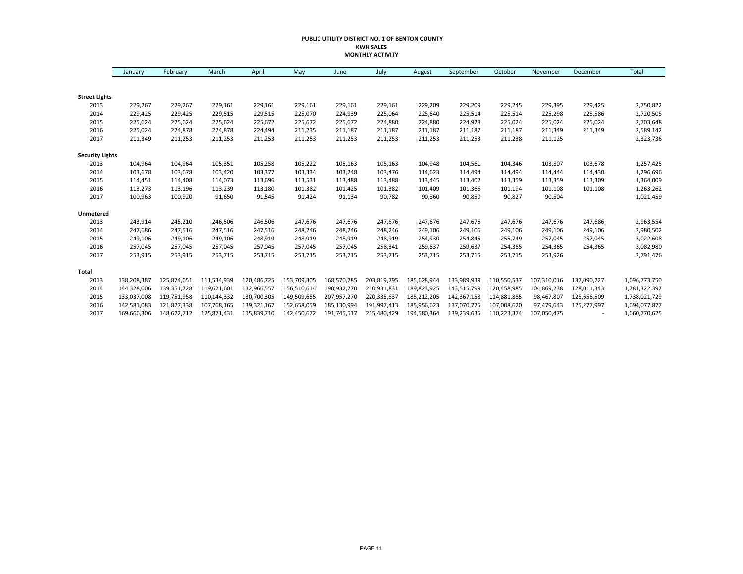**PUBLIC UTILITY DISTRICT NO. 1 OF BENTON COUNTY**
**KWH SALES**
**MONTHLY ACTIVITY**

| | January | February | March | April | May | June | July | August | September | October | November | December | Total |
|---|---|---|---|---|---|---|---|---|---|---|---|---|---|
| **Street Lights** | | | | | | | | | | | | | |
| 2013 | 229,267 | 229,267 | 229,161 | 229,161 | 229,161 | 229,161 | 229,161 | 229,209 | 229,209 | 229,245 | 229,395 | 229,425 | 2,750,822 |
| 2014 | 229,425 | 229,425 | 229,515 | 229,515 | 225,070 | 224,939 | 225,064 | 225,640 | 225,514 | 225,514 | 225,298 | 225,586 | 2,720,505 |
| 2015 | 225,624 | 225,624 | 225,624 | 225,672 | 225,672 | 225,672 | 224,880 | 224,880 | 224,928 | 225,024 | 225,024 | 225,024 | 2,703,648 |
| 2016 | 225,024 | 224,878 | 224,878 | 224,494 | 211,235 | 211,187 | 211,187 | 211,187 | 211,187 | 211,187 | 211,349 | 211,349 | 2,589,142 |
| 2017 | 211,349 | 211,253 | 211,253 | 211,253 | 211,253 | 211,253 | 211,253 | 211,253 | 211,253 | 211,238 | 211,125 | | 2,323,736 |
| **Security Lights** | | | | | | | | | | | | | |
| 2013 | 104,964 | 104,964 | 105,351 | 105,258 | 105,222 | 105,163 | 105,163 | 104,948 | 104,561 | 104,346 | 103,807 | 103,678 | 1,257,425 |
| 2014 | 103,678 | 103,678 | 103,420 | 103,377 | 103,334 | 103,248 | 103,476 | 114,623 | 114,494 | 114,494 | 114,444 | 114,430 | 1,296,696 |
| 2015 | 114,451 | 114,408 | 114,073 | 113,696 | 113,531 | 113,488 | 113,488 | 113,445 | 113,402 | 113,359 | 113,359 | 113,309 | 1,364,009 |
| 2016 | 113,273 | 113,196 | 113,239 | 113,180 | 101,382 | 101,425 | 101,382 | 101,409 | 101,366 | 101,194 | 101,108 | 101,108 | 1,263,262 |
| 2017 | 100,963 | 100,920 | 91,650 | 91,545 | 91,424 | 91,134 | 90,782 | 90,860 | 90,850 | 90,827 | 90,504 | | 1,021,459 |
| **Unmetered** | | | | | | | | | | | | | |
| 2013 | 243,914 | 245,210 | 246,506 | 246,506 | 247,676 | 247,676 | 247,676 | 247,676 | 247,676 | 247,676 | 247,676 | 247,686 | 2,963,554 |
| 2014 | 247,686 | 247,516 | 247,516 | 247,516 | 248,246 | 248,246 | 248,246 | 249,106 | 249,106 | 249,106 | 249,106 | 249,106 | 2,980,502 |
| 2015 | 249,106 | 249,106 | 249,106 | 248,919 | 248,919 | 248,919 | 248,919 | 254,930 | 254,845 | 255,749 | 257,045 | 257,045 | 3,022,608 |
| 2016 | 257,045 | 257,045 | 257,045 | 257,045 | 257,045 | 257,045 | 258,341 | 259,637 | 259,637 | 254,365 | 254,365 | 254,365 | 3,082,980 |
| 2017 | 253,915 | 253,915 | 253,715 | 253,715 | 253,715 | 253,715 | 253,715 | 253,715 | 253,715 | 253,715 | 253,926 | | 2,791,476 |
| **Total** | | | | | | | | | | | | | |
| 2013 | 138,208,387 | 125,874,651 | 111,534,939 | 120,486,725 | 153,709,305 | 168,570,285 | 203,819,795 | 185,628,944 | 133,989,939 | 110,550,537 | 107,310,016 | 137,090,227 | 1,696,773,750 |
| 2014 | 144,328,006 | 139,351,728 | 119,621,601 | 132,966,557 | 156,510,614 | 190,932,770 | 210,931,831 | 189,823,925 | 143,515,799 | 120,458,985 | 104,869,238 | 128,011,343 | 1,781,322,397 |
| 2015 | 133,037,008 | 119,751,958 | 110,144,332 | 130,700,305 | 149,509,655 | 207,957,270 | 220,335,637 | 185,212,205 | 142,367,158 | 114,881,885 | 98,467,807 | 125,656,509 | 1,738,021,729 |
| 2016 | 142,581,083 | 121,827,338 | 107,768,165 | 139,321,167 | 152,658,059 | 185,130,994 | 191,997,413 | 185,956,623 | 137,070,775 | 107,008,620 | 97,479,643 | 125,277,997 | 1,694,077,877 |
| 2017 | 169,666,306 | 148,622,712 | 125,871,431 | 115,839,710 | 142,450,672 | 191,745,517 | 215,480,429 | 194,580,364 | 139,239,635 | 110,223,374 | 107,050,475 | - | 1,660,770,625 |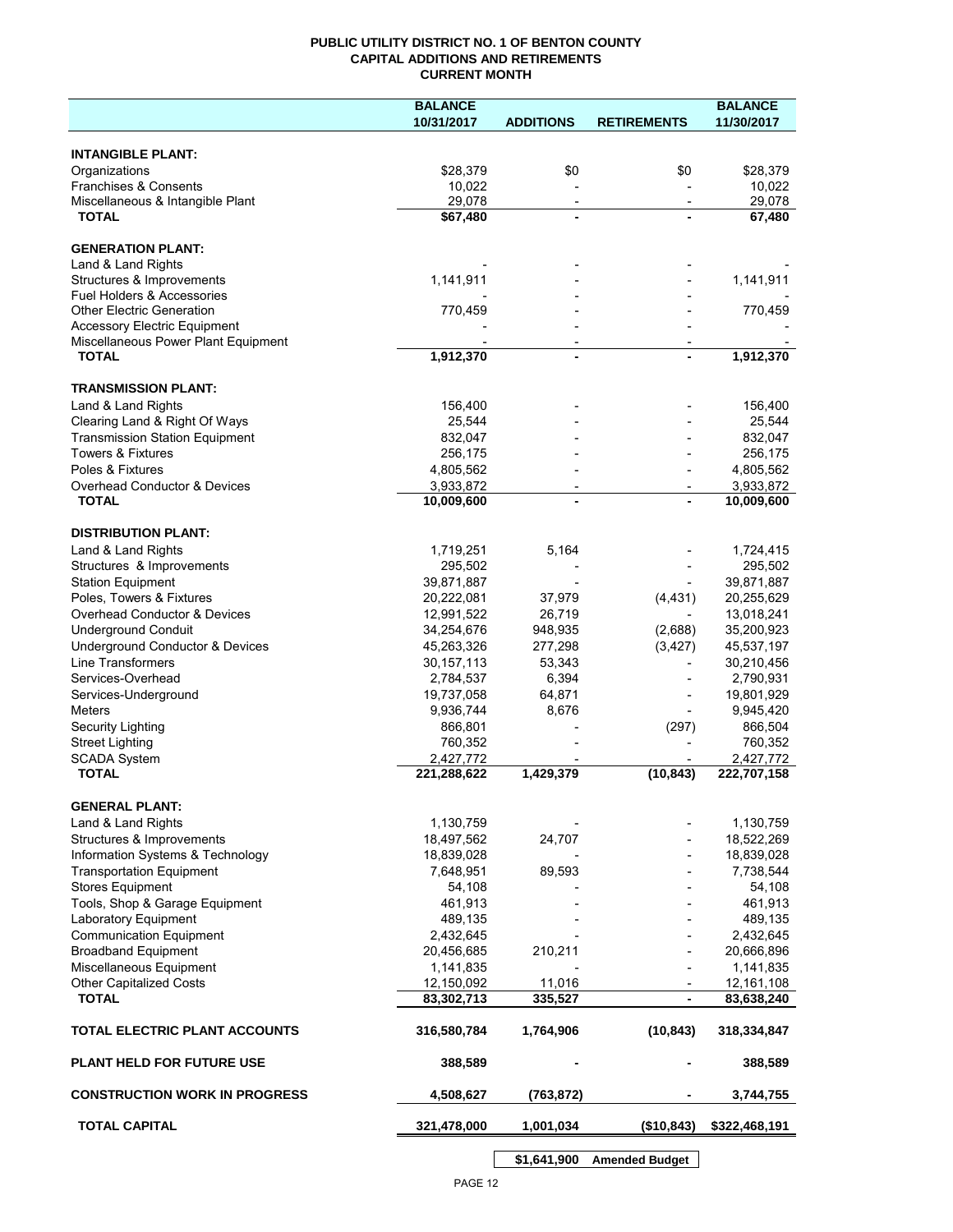**PUBLIC UTILITY DISTRICT NO. 1 OF BENTON COUNTY**
**CAPITAL ADDITIONS AND RETIREMENTS**
**CURRENT MONTH**

| | BALANCE 10/31/2017 | ADDITIONS | RETIREMENTS | BALANCE 11/30/2017 |
|---|---|---|---|---|
| **INTANGIBLE PLANT:** | | | | |
| Organizations | $28,379 | $0 | $0 | $28,379 |
| Franchises & Consents | 10,022 | - | - | 10,022 |
| Miscellaneous & Intangible Plant | 29,078 | - | - | 29,078 |
| **TOTAL** | **$67,480** | **-** | **-** | **67,480** |
| **GENERATION PLANT:** | | | | |
| Land & Land Rights | - | - | - | - |
| Structures & Improvements | 1,141,911 | - | - | 1,141,911 |
| Fuel Holders & Accessories | - | - | - | - |
| Other Electric Generation | 770,459 | - | - | 770,459 |
| Accessory Electric Equipment | - | - | - | - |
| Miscellaneous Power Plant Equipment | - | - | - | - |
| **TOTAL** | **1,912,370** | **-** | **-** | **1,912,370** |
| **TRANSMISSION PLANT:** | | | | |
| Land & Land Rights | 156,400 | - | - | 156,400 |
| Clearing Land & Right Of Ways | 25,544 | - | - | 25,544 |
| Transmission Station Equipment | 832,047 | - | - | 832,047 |
| Towers & Fixtures | 256,175 | - | - | 256,175 |
| Poles & Fixtures | 4,805,562 | - | - | 4,805,562 |
| Overhead Conductor & Devices | 3,933,872 | - | - | 3,933,872 |
| **TOTAL** | **10,009,600** | **-** | **-** | **10,009,600** |
| **DISTRIBUTION PLANT:** | | | | |
| Land & Land Rights | 1,719,251 | 5,164 | - | 1,724,415 |
| Structures & Improvements | 295,502 | - | - | 295,502 |
| Station Equipment | 39,871,887 | - | - | 39,871,887 |
| Poles, Towers & Fixtures | 20,222,081 | 37,979 | (4,431) | 20,255,629 |
| Overhead Conductor & Devices | 12,991,522 | 26,719 | - | 13,018,241 |
| Underground Conduit | 34,254,676 | 948,935 | (2,688) | 35,200,923 |
| Underground Conductor & Devices | 45,263,326 | 277,298 | (3,427) | 45,537,197 |
| Line Transformers | 30,157,113 | 53,343 | - | 30,210,456 |
| Services-Overhead | 2,784,537 | 6,394 | - | 2,790,931 |
| Services-Underground | 19,737,058 | 64,871 | - | 19,801,929 |
| Meters | 9,936,744 | 8,676 | - | 9,945,420 |
| Security Lighting | 866,801 | - | (297) | 866,504 |
| Street Lighting | 760,352 | - | - | 760,352 |
| SCADA System | 2,427,772 | - | - | 2,427,772 |
| **TOTAL** | **221,288,622** | **1,429,379** | **(10,843)** | **222,707,158** |
| **GENERAL PLANT:** | | | | |
| Land & Land Rights | 1,130,759 | - | - | 1,130,759 |
| Structures & Improvements | 18,497,562 | 24,707 | - | 18,522,269 |
| Information Systems & Technology | 18,839,028 | - | - | 18,839,028 |
| Transportation Equipment | 7,648,951 | 89,593 | - | 7,738,544 |
| Stores Equipment | 54,108 | - | - | 54,108 |
| Tools, Shop & Garage Equipment | 461,913 | - | - | 461,913 |
| Laboratory Equipment | 489,135 | - | - | 489,135 |
| Communication Equipment | 2,432,645 | - | - | 2,432,645 |
| Broadband Equipment | 20,456,685 | 210,211 | - | 20,666,896 |
| Miscellaneous Equipment | 1,141,835 | - | - | 1,141,835 |
| Other Capitalized Costs | 12,150,092 | 11,016 | - | 12,161,108 |
| **TOTAL** | **83,302,713** | **335,527** | **-** | **83,638,240** |
| **TOTAL ELECTRIC PLANT ACCOUNTS** | **316,580,784** | **1,764,906** | **(10,843)** | **318,334,847** |
| **PLANT HELD FOR FUTURE USE** | **388,589** | **-** | **-** | **388,589** |
| **CONSTRUCTION WORK IN PROGRESS** | **4,508,627** | **(763,872)** | **-** | **3,744,755** |
| **TOTAL CAPITAL** | **321,478,000** | **1,001,034** | **($10,843)** | **$322,468,191** |

| **$1,641,900** | **Amended Budget** |
|---|---|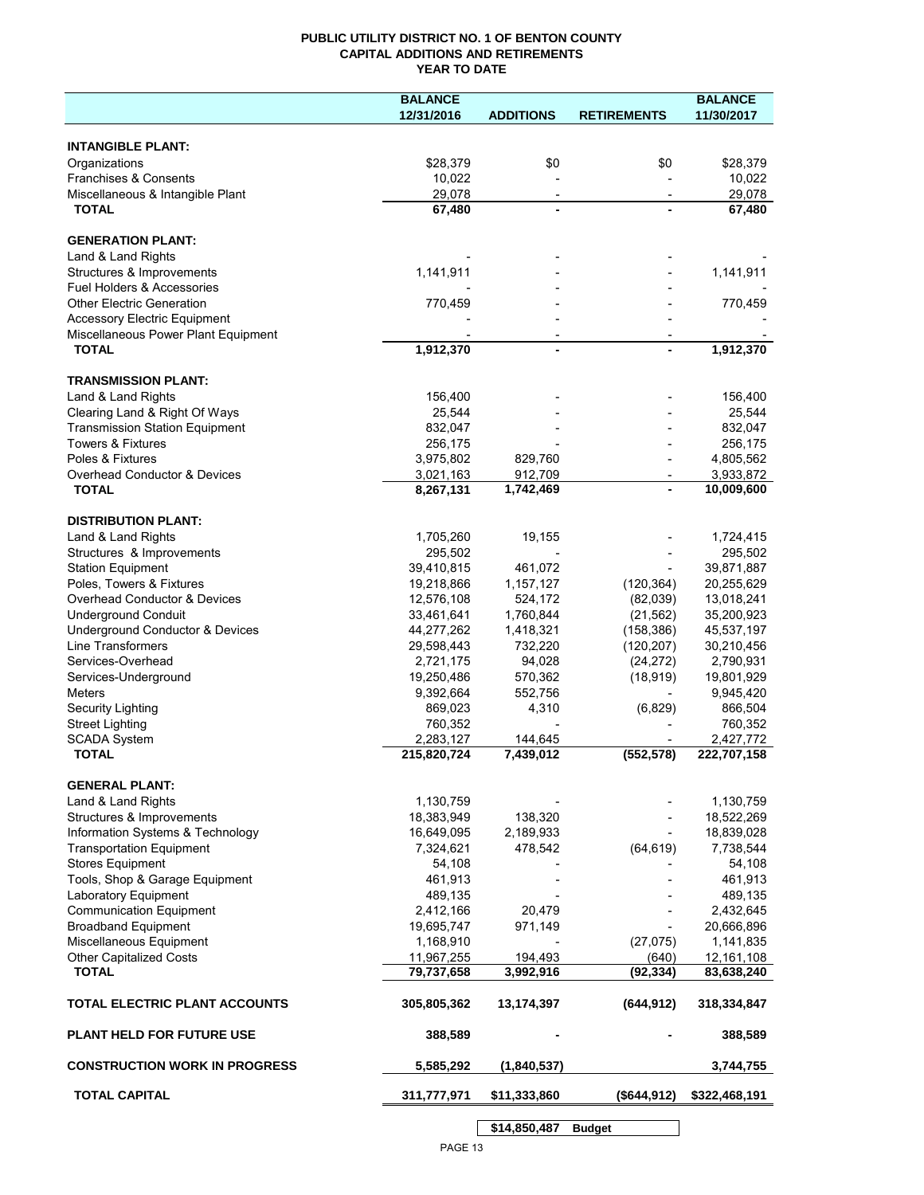**PUBLIC UTILITY DISTRICT NO. 1 OF BENTON COUNTY**
**CAPITAL ADDITIONS AND RETIREMENTS**
**YEAR TO DATE**

| | BALANCE 12/31/2016 | ADDITIONS | RETIREMENTS | BALANCE 11/30/2017 |
|---|---|---|---|---|
| **INTANGIBLE PLANT:** | | | | |
| Organizations | $28,379 | $0 | $0 | $28,379 |
| Franchises & Consents | 10,022 | - | - | 10,022 |
| Miscellaneous & Intangible Plant | 29,078 | - | - | 29,078 |
| **TOTAL** | **67,480** | **-** | **-** | **67,480** |
| **GENERATION PLANT:** | | | | |
| Land & Land Rights | - | - | - | - |
| Structures & Improvements | 1,141,911 | - | - | 1,141,911 |
| Fuel Holders & Accessories | - | - | - | - |
| Other Electric Generation | 770,459 | - | - | 770,459 |
| Accessory Electric Equipment | - | - | - | - |
| Miscellaneous Power Plant Equipment | - | - | - | - |
| **TOTAL** | **1,912,370** | **-** | **-** | **1,912,370** |
| **TRANSMISSION PLANT:** | | | | |
| Land & Land Rights | 156,400 | - | - | 156,400 |
| Clearing Land & Right Of Ways | 25,544 | - | - | 25,544 |
| Transmission Station Equipment | 832,047 | - | - | 832,047 |
| Towers & Fixtures | 256,175 | - | - | 256,175 |
| Poles & Fixtures | 3,975,802 | 829,760 | - | 4,805,562 |
| Overhead Conductor & Devices | 3,021,163 | 912,709 | - | 3,933,872 |
| **TOTAL** | **8,267,131** | **1,742,469** | **-** | **10,009,600** |
| **DISTRIBUTION PLANT:** | | | | |
| Land & Land Rights | 1,705,260 | 19,155 | - | 1,724,415 |
| Structures & Improvements | 295,502 | - | - | 295,502 |
| Station Equipment | 39,410,815 | 461,072 | - | 39,871,887 |
| Poles, Towers & Fixtures | 19,218,866 | 1,157,127 | (120,364) | 20,255,629 |
| Overhead Conductor & Devices | 12,576,108 | 524,172 | (82,039) | 13,018,241 |
| Underground Conduit | 33,461,641 | 1,760,844 | (21,562) | 35,200,923 |
| Underground Conductor & Devices | 44,277,262 | 1,418,321 | (158,386) | 45,537,197 |
| Line Transformers | 29,598,443 | 732,220 | (120,207) | 30,210,456 |
| Services-Overhead | 2,721,175 | 94,028 | (24,272) | 2,790,931 |
| Services-Underground | 19,250,486 | 570,362 | (18,919) | 19,801,929 |
| Meters | 9,392,664 | 552,756 | - | 9,945,420 |
| Security Lighting | 869,023 | 4,310 | (6,829) | 866,504 |
| Street Lighting | 760,352 | - | - | 760,352 |
| SCADA System | 2,283,127 | 144,645 | - | 2,427,772 |
| **TOTAL** | **215,820,724** | **7,439,012** | **(552,578)** | **222,707,158** |
| **GENERAL PLANT:** | | | | |
| Land & Land Rights | 1,130,759 | - | - | 1,130,759 |
| Structures & Improvements | 18,383,949 | 138,320 | - | 18,522,269 |
| Information Systems & Technology | 16,649,095 | 2,189,933 | - | 18,839,028 |
| Transportation Equipment | 7,324,621 | 478,542 | (64,619) | 7,738,544 |
| Stores Equipment | 54,108 | - | - | 54,108 |
| Tools, Shop & Garage Equipment | 461,913 | - | - | 461,913 |
| Laboratory Equipment | 489,135 | - | - | 489,135 |
| Communication Equipment | 2,412,166 | 20,479 | - | 2,432,645 |
| Broadband Equipment | 19,695,747 | 971,149 | - | 20,666,896 |
| Miscellaneous Equipment | 1,168,910 | - | (27,075) | 1,141,835 |
| Other Capitalized Costs | 11,967,255 | 194,493 | (640) | 12,161,108 |
| **TOTAL** | **79,737,658** | **3,992,916** | **(92,334)** | **83,638,240** |
| **TOTAL ELECTRIC PLANT ACCOUNTS** | **305,805,362** | **13,174,397** | **(644,912)** | **318,334,847** |
| **PLANT HELD FOR FUTURE USE** | **388,589** | **-** | **-** | **388,589** |
| **CONSTRUCTION WORK IN PROGRESS** | **5,585,292** | **(1,840,537)** | | **3,744,755** |
| **TOTAL CAPITAL** | **311,777,971** | **$11,333,860** | **($644,912)** | **$322,468,191** |
| | | **$14,850,487** | **Budget** | |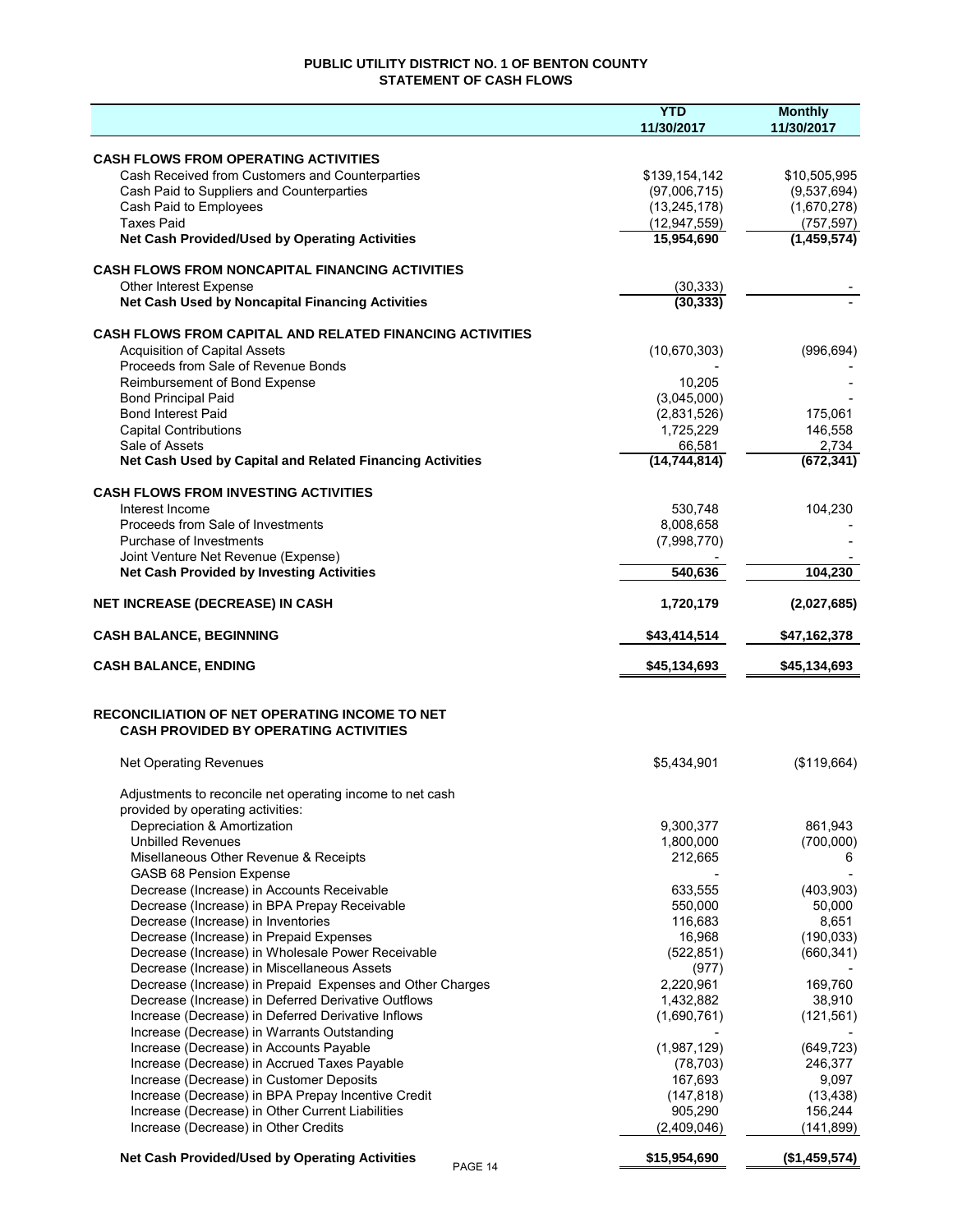# PUBLIC UTILITY DISTRICT NO. 1 OF BENTON COUNTY
## STATEMENT OF CASH FLOWS

| | YTD 11/30/2017 | Monthly 11/30/2017 |
|---|---|---|
| **CASH FLOWS FROM OPERATING ACTIVITIES** | | |
| Cash Received from Customers and Counterparties | \$139,154,142 | \$10,505,995 |
| Cash Paid to Suppliers and Counterparties | (97,006,715) | (9,537,694) |
| Cash Paid to Employees | (13,245,178) | (1,670,278) |
| Taxes Paid | (12,947,559) | (757,597) |
| **Net Cash Provided/Used by Operating Activities** | **15,954,690** | **(1,459,574)** |
| **CASH FLOWS FROM NONCAPITAL FINANCING ACTIVITIES** | | |
| Other Interest Expense | (30,333) | - |
| **Net Cash Used by Noncapital Financing Activities** | **(30,333)** | - |
| **CASH FLOWS FROM CAPITAL AND RELATED FINANCING ACTIVITIES** | | |
| Acquisition of Capital Assets | (10,670,303) | (996,694) |
| Proceeds from Sale of Revenue Bonds | - | - |
| Reimbursement of Bond Expense | 10,205 | - |
| Bond Principal Paid | (3,045,000) | - |
| Bond Interest Paid | (2,831,526) | 175,061 |
| Capital Contributions | 1,725,229 | 146,558 |
| Sale of Assets | 66,581 | 2,734 |
| **Net Cash Used by Capital and Related Financing Activities** | **(14,744,814)** | **(672,341)** |
| **CASH FLOWS FROM INVESTING ACTIVITIES** | | |
| Interest Income | 530,748 | 104,230 |
| Proceeds from Sale of Investments | 8,008,658 | - |
| Purchase of Investments | (7,998,770) | - |
| Joint Venture Net Revenue (Expense) | - | - |
| **Net Cash Provided by Investing Activities** | **540,636** | **104,230** |
| **NET INCREASE (DECREASE) IN CASH** | **1,720,179** | **(2,027,685)** |
| **CASH BALANCE, BEGINNING** | **\$43,414,514** | **\$47,162,378** |
| **CASH BALANCE, ENDING** | **\$45,134,693** | **\$45,134,693** |

## RECONCILIATION OF NET OPERATING INCOME TO NET CASH PROVIDED BY OPERATING ACTIVITIES

| | YTD 11/30/2017 | Monthly 11/30/2017 |
|---|---|---|
| Net Operating Revenues | \$5,434,901 | (\$119,664) |
| Adjustments to reconcile net operating income to net cash provided by operating activities: | | |
| Depreciation & Amortization | 9,300,377 | 861,943 |
| Unbilled Revenues | 1,800,000 | (700,000) |
| Misellaneous Other Revenue & Receipts | 212,665 | 6 |
| GASB 68 Pension Expense | - | - |
| Decrease (Increase) in Accounts Receivable | 633,555 | (403,903) |
| Decrease (Increase) in BPA Prepay Receivable | 550,000 | 50,000 |
| Decrease (Increase) in Inventories | 116,683 | 8,651 |
| Decrease (Increase) in Prepaid Expenses | 16,968 | (190,033) |
| Decrease (Increase) in Wholesale Power Receivable | (522,851) | (660,341) |
| Decrease (Increase) in Miscellaneous Assets | (977) | - |
| Decrease (Increase) in Prepaid Expenses and Other Charges | 2,220,961 | 169,760 |
| Decrease (Increase) in Deferred Derivative Outflows | 1,432,882 | 38,910 |
| Increase (Decrease) in Deferred Derivative Inflows | (1,690,761) | (121,561) |
| Increase (Decrease) in Warrants Outstanding | - | - |
| Increase (Decrease) in Accounts Payable | (1,987,129) | (649,723) |
| Increase (Decrease) in Accrued Taxes Payable | (78,703) | 246,377 |
| Increase (Decrease) in Customer Deposits | 167,693 | 9,097 |
| Increase (Decrease) in BPA Prepay Incentive Credit | (147,818) | (13,438) |
| Increase (Decrease) in Other Current Liabilities | 905,290 | 156,244 |
| Increase (Decrease) in Other Credits | (2,409,046) | (141,899) |
| **Net Cash Provided/Used by Operating Activities** | **\$15,954,690** | **(\$1,459,574)** |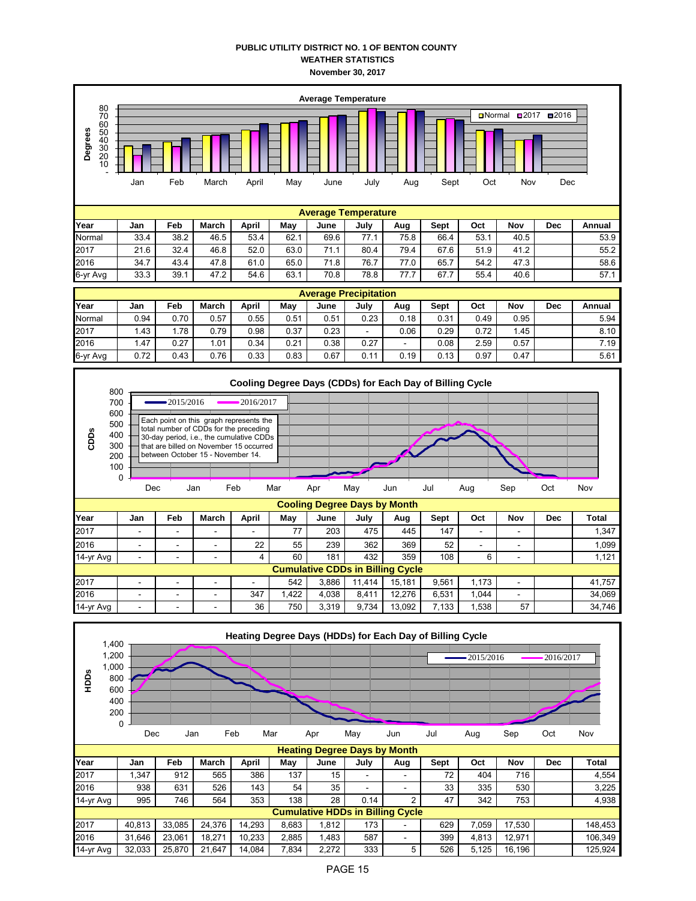**PUBLIC UTILITY DISTRICT NO. 1 OF BENTON COUNTY**
**WEATHER STATISTICS**
**November 30, 2017**

Average Temperature

| Average Temperature | | | | | | | | | | | | | |
|---|---|---|---|---|---|---|---|---|---|---|---|---|---|
| **Year** | **Jan** | **Feb** | **March** | **April** | **May** | **June** | **July** | **Aug** | **Sept** | **Oct** | **Nov** | **Dec** | **Annual** |
| Normal | 33.4 | 38.2 | 46.5 | 53.4 | 62.1 | 69.6 | 77.1 | 75.8 | 66.4 | 53.1 | 40.5 | | 53.9 |
| 2017 | 21.6 | 32.4 | 46.8 | 52.0 | 63.0 | 71.1 | 80.4 | 79.4 | 67.6 | 51.9 | 41.2 | | 55.2 |
| 2016 | 34.7 | 43.4 | 47.8 | 61.0 | 65.0 | 71.8 | 76.7 | 77.0 | 65.7 | 54.2 | 47.3 | | 58.6 |
| 6-yr Avg | 33.3 | 39.1 | 47.2 | 54.6 | 63.1 | 70.8 | 78.8 | 77.7 | 67.7 | 55.4 | 40.6 | | 57.1 |

| Average Precipitation | | | | | | | | | | | | | |
|---|---|---|---|---|---|---|---|---|---|---|---|---|---|
| **Year** | **Jan** | **Feb** | **March** | **April** | **May** | **June** | **July** | **Aug** | **Sept** | **Oct** | **Nov** | **Dec** | **Annual** |
| Normal | 0.94 | 0.70 | 0.57 | 0.55 | 0.51 | 0.51 | 0.23 | 0.18 | 0.31 | 0.49 | 0.95 | | 5.94 |
| 2017 | 1.43 | 1.78 | 0.79 | 0.98 | 0.37 | 0.23 | - | 0.06 | 0.29 | 0.72 | 1.45 | | 8.10 |
| 2016 | 1.47 | 0.27 | 1.01 | 0.34 | 0.21 | 0.38 | 0.27 | - | 0.08 | 2.59 | 0.57 | | 7.19 |
| 6-yr Avg | 0.72 | 0.43 | 0.76 | 0.33 | 0.83 | 0.67 | 0.11 | 0.19 | 0.13 | 0.97 | 0.47 | | 5.61 |

Cooling Degree Days (CDDs) for Each Day of Billing Cycle

Each point on this graph represents the total number of CDDs for the preceding 30-day period, i.e., the cumulative CDDs that are billed on November 15 occurred between October 15 - November 14.

| Cooling Degree Days by Month | | | | | | | | | | | | | |
|---|---|---|---|---|---|---|---|---|---|---|---|---|---|
| **Year** | **Jan** | **Feb** | **March** | **April** | **May** | **June** | **July** | **Aug** | **Sept** | **Oct** | **Nov** | **Dec** | **Total** |
| 2017 | - | - | - | - | 77 | 203 | 475 | 445 | 147 | - | - | | 1,347 |
| 2016 | - | - | - | 22 | 55 | 239 | 362 | 369 | 52 | - | - | | 1,099 |
| 14-yr Avg | - | - | - | 4 | 60 | 181 | 432 | 359 | 108 | 6 | - | | 1,121 |
| **Cumulative CDDs in Billing Cycle** | | | | | | | | | | | | | |
| 2017 | - | - | - | - | 542 | 3,886 | 11,414 | 15,181 | 9,561 | 1,173 | - | | 41,757 |
| 2016 | - | - | - | 347 | 1,422 | 4,038 | 8,411 | 12,276 | 6,531 | 1,044 | - | | 34,069 |
| 14-yr Avg | - | - | - | 36 | 750 | 3,319 | 9,734 | 13,092 | 7,133 | 1,538 | 57 | | 34,746 |

Heating Degree Days (HDDs) for Each Day of Billing Cycle

| Heating Degree Days by Month | | | | | | | | | | | | | |
|---|---|---|---|---|---|---|---|---|---|---|---|---|---|
| **Year** | **Jan** | **Feb** | **March** | **April** | **May** | **June** | **July** | **Aug** | **Sept** | **Oct** | **Nov** | **Dec** | **Total** |
| 2017 | 1,347 | 912 | 565 | 386 | 137 | 15 | - | - | 72 | 404 | 716 | | 4,554 |
| 2016 | 938 | 631 | 526 | 143 | 54 | 35 | - | - | 33 | 335 | 530 | | 3,225 |
| 14-yr Avg | 995 | 746 | 564 | 353 | 138 | 28 | 0.14 | 2 | 47 | 342 | 753 | | 4,938 |
| **Cumulative HDDs in Billing Cycle** | | | | | | | | | | | | | |
| 2017 | 40,813 | 33,085 | 24,376 | 14,293 | 8,683 | 1,812 | 173 | - | 629 | 7,059 | 17,530 | | 148,453 |
| 2016 | 31,646 | 23,061 | 18,271 | 10,233 | 2,885 | 1,483 | 587 | - | 399 | 4,813 | 12,971 | | 106,349 |
| 14-yr Avg | 32,033 | 25,870 | 21,647 | 14,084 | 7,834 | 2,272 | 333 | 5 | 526 | 5,125 | 16,196 | | 125,924 |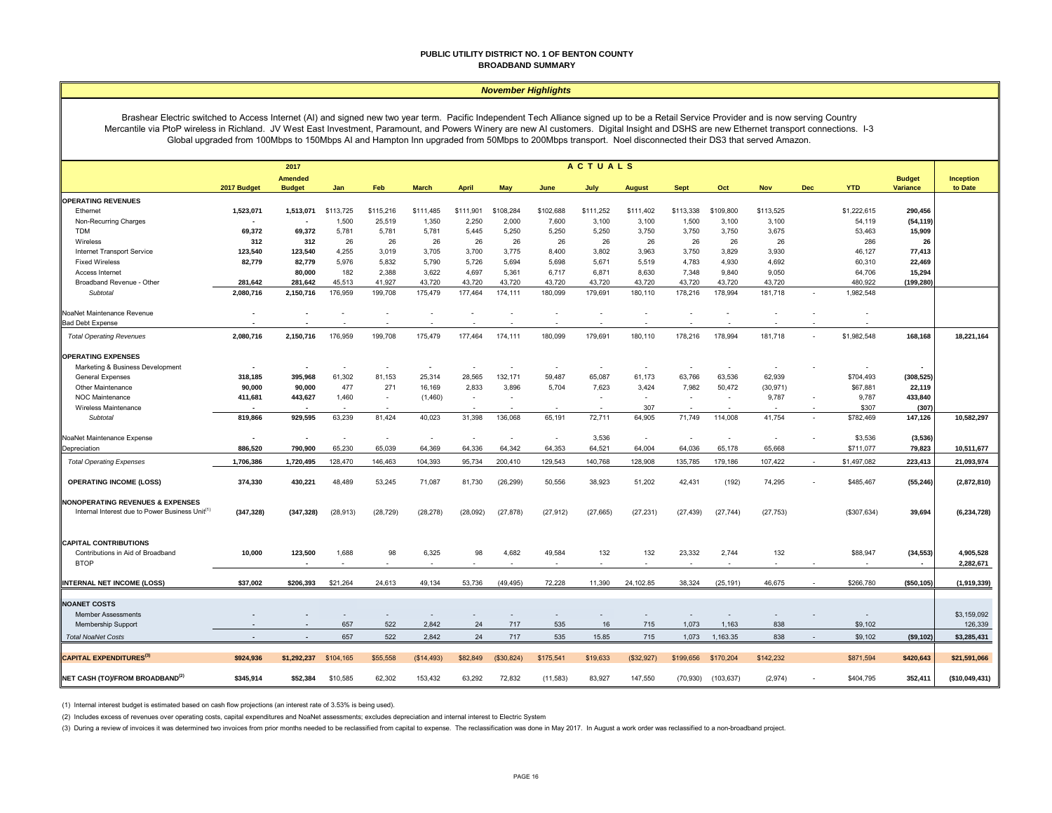# PUBLIC UTILITY DISTRICT NO. 1 OF BENTON COUNTY
## BROADBAND SUMMARY

### *November Highlights*

Brashear Electric switched to Access Internet (AI) and signed new two year term. Pacific Independent Tech Alliance signed up to be a Retail Service Provider and is now serving Country Mercantile via PtoP wireless in Richland. JV West East Investment, Paramount, and Powers Winery are new AI customers. Digital Insight and DSHS are new Ethernet transport connections. I-3 Global upgraded from 100Mbps to 150Mbps AI and Hampton Inn upgraded from 50Mbps to 200Mbps transport. Noel disconnected their DS3 that served Amazon.

| | 2017 Budget | 2017 Amended Budget | Jan | Feb | March | April | May | June | July | August | Sept | Oct | Nov | Dec | YTD | Budget Variance | Inception to Date |
|---|---|---|---|---|---|---|---|---|---|---|---|---|---|---|---|---|---|
| | | | ACTUALS | | | | | | | | | | | | | | |
| **OPERATING REVENUES** | | | | | | | | | | | | | | | | | |
| Ethernet | 1,523,071 | 1,513,071 | $113,725 | $115,216 | $111,485 | $111,901 | $108,284 | $102,688 | $111,252 | $111,402 | $113,338 | $109,800 | $113,525 | | $1,222,615 | 290,456 | |
| Non-Recurring Charges | - | - | 1,500 | 25,519 | 1,350 | 2,250 | 2,000 | 7,600 | 3,100 | 3,100 | 1,500 | 3,100 | 3,100 | | 54,119 | (54,119) | |
| TDM | 69,372 | 69,372 | 5,781 | 5,781 | 5,781 | 5,445 | 5,250 | 5,250 | 5,250 | 3,750 | 3,750 | 3,750 | 3,675 | | 53,463 | 15,909 | |
| Wireless | 312 | 312 | 26 | 26 | 26 | 26 | 26 | 26 | 26 | 26 | 26 | 26 | 26 | | 286 | 26 | |
| Internet Transport Service | 123,540 | 123,540 | 4,255 | 3,019 | 3,705 | 3,700 | 3,775 | 8,400 | 3,802 | 3,963 | 3,750 | 3,829 | 3,930 | | 46,127 | 77,413 | |
| Fixed Wireless | 82,779 | 82,779 | 5,976 | 5,832 | 5,790 | 5,726 | 5,694 | 5,698 | 5,671 | 5,519 | 4,783 | 4,930 | 4,692 | | 60,310 | 22,469 | |
| Access Internet | | 80,000 | 182 | 2,388 | 3,622 | 4,697 | 5,361 | 6,717 | 6,871 | 8,630 | 7,348 | 9,840 | 9,050 | | 64,706 | 15,294 | |
| Broadband Revenue - Other | 281,642 | 281,642 | 45,513 | 41,927 | 43,720 | 43,720 | 43,720 | 43,720 | 43,720 | 43,720 | 43,720 | 43,720 | 43,720 | | 480,922 | (199,280) | |
| *Subtotal* | 2,080,716 | 2,150,716 | 176,959 | 199,708 | 175,479 | 177,464 | 174,111 | 180,099 | 179,691 | 180,110 | 178,216 | 178,994 | 181,718 | - | 1,982,548 | | |
| NoaNet Maintenance Revenue | - | - | - | - | - | - | - | - | - | - | - | - | - | - | - | | |
| Bad Debt Expense | - | - | - | - | - | - | - | - | - | - | - | - | - | - | - | | |
| *Total Operating Revenues* | 2,080,716 | 2,150,716 | 176,959 | 199,708 | 175,479 | 177,464 | 174,111 | 180,099 | 179,691 | 180,110 | 178,216 | 178,994 | 181,718 | - | $1,982,548 | 168,168 | 18,221,164 |
| **OPERATING EXPENSES** | | | | | | | | | | | | | | | | | |
| Marketing & Business Development | - | - | - | - | - | - | - | - | - | - | - | - | - | - | - | - | |
| General Expenses | 318,185 | 395,968 | 61,302 | 81,153 | 25,314 | 28,565 | 132,171 | 59,487 | 65,087 | 61,173 | 63,766 | 63,536 | 62,939 | | $704,493 | (308,525) | |
| Other Maintenance | 90,000 | 90,000 | 477 | 271 | 16,169 | 2,833 | 3,896 | 5,704 | 7,623 | 3,424 | 7,982 | 50,472 | (30,971) | | $67,881 | 22,119 | |
| NOC Maintenance | 411,681 | 443,627 | 1,460 | - | (1,460) | - | - | | - | - | - | - | 9,787 | - | 9,787 | 433,840 | |
| Wireless Maintenance | - | - | - | - | | - | - | - | - | 307 | - | - | - | - | $307 | (307) | |
| *Subtotal* | 819,866 | 929,595 | 63,239 | 81,424 | 40,023 | 31,398 | 136,068 | 65,191 | 72,711 | 64,905 | 71,749 | 114,008 | 41,754 | - | $782,469 | 147,126 | 10,582,297 |
| NoaNet Maintenance Expense | - | - | - | - | - | - | - | - | 3,536 | - | - | - | - | - | $3,536 | (3,536) | |
| Depreciation | 886,520 | 790,900 | 65,230 | 65,039 | 64,369 | 64,336 | 64,342 | 64,353 | 64,521 | 64,004 | 64,036 | 65,178 | 65,668 | | $711,077 | 79,823 | 10,511,677 |
| *Total Operating Expenses* | 1,706,386 | 1,720,495 | 128,470 | 146,463 | 104,393 | 95,734 | 200,410 | 129,543 | 140,768 | 128,908 | 135,785 | 179,186 | 107,422 | - | $1,497,082 | 223,413 | 21,093,974 |
| **OPERATING INCOME (LOSS)** | 374,330 | 430,221 | 48,489 | 53,245 | 71,087 | 81,730 | (26,299) | 50,556 | 38,923 | 51,202 | 42,431 | (192) | 74,295 | - | $485,467 | (55,246) | (2,872,810) |
| **NONOPERATING REVENUES & EXPENSES** | | | | | | | | | | | | | | | | | |
| Internal Interest due to Power Business Unit[1] | (347,328) | (347,328) | (28,913) | (28,729) | (28,278) | (28,092) | (27,878) | (27,912) | (27,665) | (27,231) | (27,439) | (27,744) | (27,753) | | ($307,634) | 39,694 | (6,234,728) |
| **CAPITAL CONTRIBUTIONS** | | | | | | | | | | | | | | | | | |
| Contributions in Aid of Broadband | 10,000 | 123,500 | 1,688 | 98 | 6,325 | 98 | 4,682 | 49,584 | 132 | 132 | 23,332 | 2,744 | 132 | | $88,947 | (34,553) | 4,905,528 |
| BTOP | | - | - | - | - | - | - | - | - | - | - | - | - | - | - | - | 2,282,671 |
| **INTERNAL NET INCOME (LOSS)** | $37,002 | $206,393 | $21,264 | 24,613 | 49,134 | 53,736 | (49,495) | 72,228 | 11,390 | 24,102.85 | 38,324 | (25,191) | 46,675 | - | $266,780 | ($50,105) | (1,919,339) |
| **NOANET COSTS** | | | | | | | | | | | | | | | | | |
| Member Assessments | - | - | - | - | - | - | - | - | - | - | - | - | - | - | - | | $3,159,092 |
| Membership Support | - | - | 657 | 522 | 2,842 | 24 | 717 | 535 | 16 | 715 | 1,073 | 1,163 | 838 | | $9,102 | | 126,339 |
| *Total NoaNet Costs* | - | - | 657 | 522 | 2,842 | 24 | 717 | 535 | 15.85 | 715 | 1,073 | 1,163.35 | 838 | - | $9,102 | ($9,102) | $3,285,431 |
| **CAPITAL EXPENDITURES[3]** | $924,936 | $1,292,237 | $104,165 | $55,558 | ($14,493) | $82,849 | ($30,824) | $175,541 | $19,633 | ($32,927) | $199,656 | $170,204 | $142,232 | | $871,594 | $420,643 | $21,591,066 |
| **NET CASH (TO)/FROM BROADBAND[2]** | $345,914 | $52,384 | $10,585 | 62,302 | 153,432 | 63,292 | 72,832 | (11,583) | 83,927 | 147,550 | (70,930) | (103,637) | (2,974) | - | $404,795 | 352,411 | ($10,049,431) |

(1) Internal interest budget is estimated based on cash flow projections (an interest rate of 3.53% is being used).

(2) Includes excess of revenues over operating costs, capital expenditures and NoaNet assessments; excludes depreciation and internal interest to Electric System

(3) During a review of invoices it was determined two invoices from prior months needed to be reclassified from capital to expense. The reclassification was done in May 2017. In August a work order was reclassified to a non-broadband project.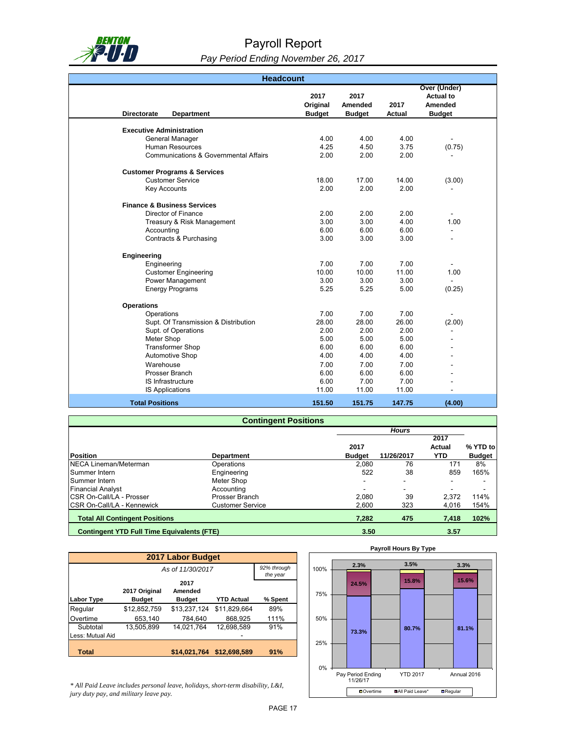# Payroll Report

*Pay Period Ending November 26, 2017*

## Headcount

| Directorate | Department | 2017 Original Budget | 2017 Amended Budget | 2017 Actual | Over (Under) Actual to Amended Budget |
|---|---|---|---|---|---|
| **Executive Administration** | | | | | |
| | General Manager | 4.00 | 4.00 | 4.00 | - |
| | Human Resources | 4.25 | 4.50 | 3.75 | (0.75) |
| | Communications & Governmental Affairs | 2.00 | 2.00 | 2.00 | - |
| **Customer Programs & Services** | | | | | |
| | Customer Service | 18.00 | 17.00 | 14.00 | (3.00) |
| | Key Accounts | 2.00 | 2.00 | 2.00 | - |
| **Finance & Business Services** | | | | | |
| | Director of Finance | 2.00 | 2.00 | 2.00 | - |
| | Treasury & Risk Management | 3.00 | 3.00 | 4.00 | 1.00 |
| | Accounting | 6.00 | 6.00 | 6.00 | - |
| | Contracts & Purchasing | 3.00 | 3.00 | 3.00 | - |
| **Engineering** | | | | | |
| | Engineering | 7.00 | 7.00 | 7.00 | - |
| | Customer Engineering | 10.00 | 10.00 | 11.00 | 1.00 |
| | Power Management | 3.00 | 3.00 | 3.00 | - |
| | Energy Programs | 5.25 | 5.25 | 5.00 | (0.25) |
| **Operations** | | | | | |
| | Operations | 7.00 | 7.00 | 7.00 | - |
| | Supt. Of Transmission & Distribution | 28.00 | 28.00 | 26.00 | (2.00) |
| | Supt. of Operations | 2.00 | 2.00 | 2.00 | - |
| | Meter Shop | 5.00 | 5.00 | 5.00 | - |
| | Transformer Shop | 6.00 | 6.00 | 6.00 | - |
| | Automotive Shop | 4.00 | 4.00 | 4.00 | - |
| | Warehouse | 7.00 | 7.00 | 7.00 | - |
| | Prosser Branch | 6.00 | 6.00 | 6.00 | - |
| | IS Infrastructure | 6.00 | 7.00 | 7.00 | - |
| | IS Applications | 11.00 | 11.00 | 11.00 | - |
| **Total Positions** | | **151.50** | **151.75** | **147.75** | **(4.00)** |

## Contingent Positions

| Position | Department | Hours: 2017 Budget | Hours: 11/26/2017 | Hours: 2017 Actual YTD | % YTD to Budget |
|---|---|---|---|---|---|
| NECA Lineman/Meterman | Operations | 2,080 | 76 | 171 | 8% |
| Summer Intern | Engineering | 522 | 38 | 859 | 165% |
| Summer Intern | Meter Shop | - | - | - | - |
| Financial Analyst | Accounting | - | - | - | - |
| CSR On-Call/LA - Prosser | Prosser Branch | 2,080 | 39 | 2,372 | 114% |
| CSR On-Call/LA - Kennewick | Customer Service | 2,600 | 323 | 4,016 | 154% |
| **Total All Contingent Positions** | | **7,282** | **475** | **7,418** | **102%** |
| **Contingent YTD Full Time Equivalents (FTE)** | | **3.50** | | **3.57** | |

## 2017 Labor Budget

*As of 11/30/2017* — *92% through the year*

| Labor Type | 2017 Original Budget | 2017 Amended Budget | YTD Actual | % Spent |
|---|---|---|---|---|
| Regular | $12,852,759 | $13,237,124 | $11,829,664 | 89% |
| Overtime | 653,140 | 784,640 | 868,925 | 111% |
| Subtotal | 13,505,899 | 14,021,764 | 12,698,589 | 91% |
| Less: Mutual Aid | | | - | |
| **Total** | | **$14,021,764** | **$12,698,589** | **91%** |

\* *All Paid Leave includes personal leave, holidays, short-term disability, L&I, jury duty pay, and military leave pay.*

**Payroll Hours By Type**

100%
75%
50%
25%
0%

Pay Period Ending 11/26/17: 2.3%, 24.5%, 73.3%
YTD 2017: 3.5%, 15.8%, 80.7%
Annual 2016: 3.3%, 15.6%, 81.1%

Overtime, All Paid Leave*, Regular